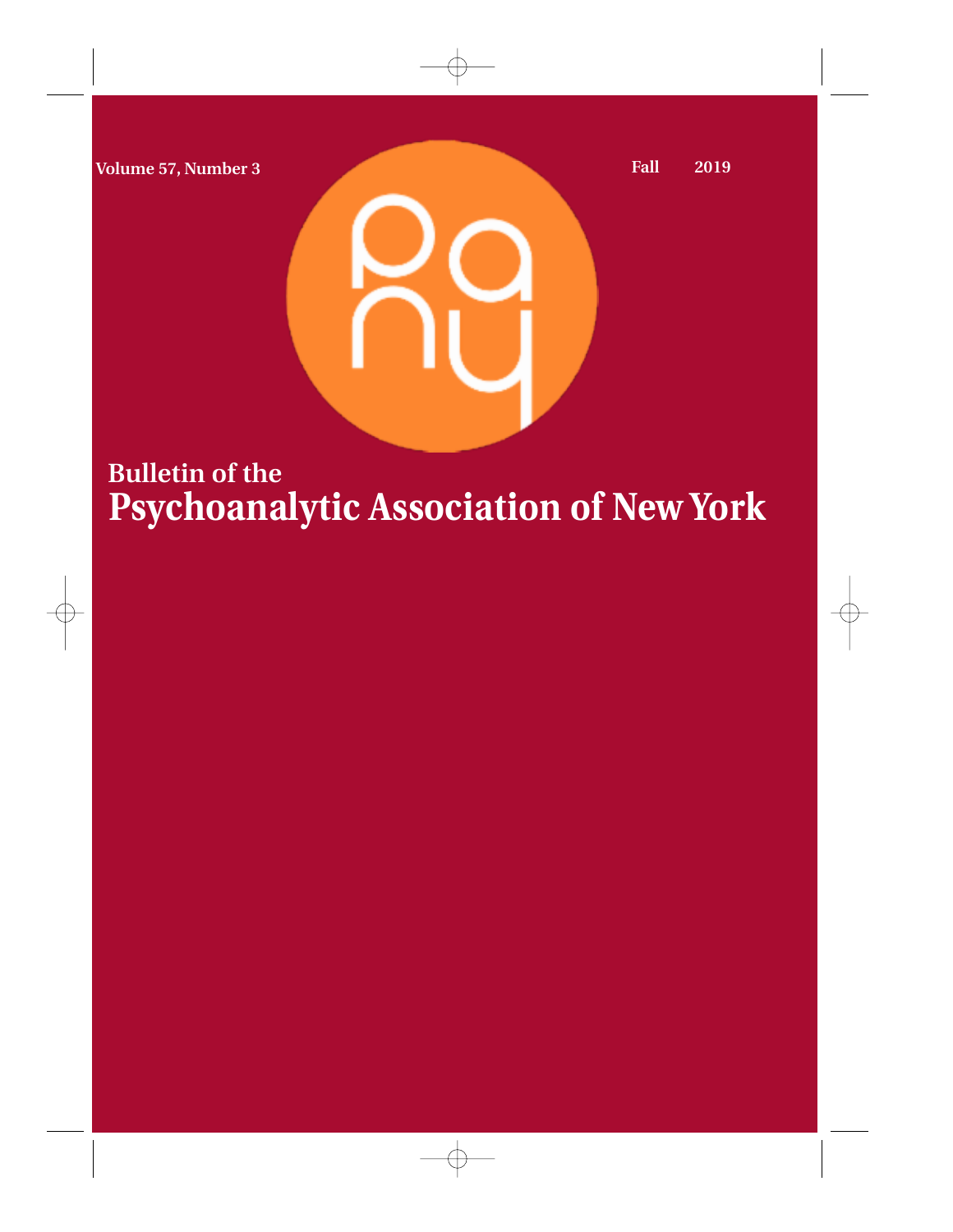Volume 57, Number 3

Fall 2019

# Bulletin of the
# Psychoanalytic Association of New York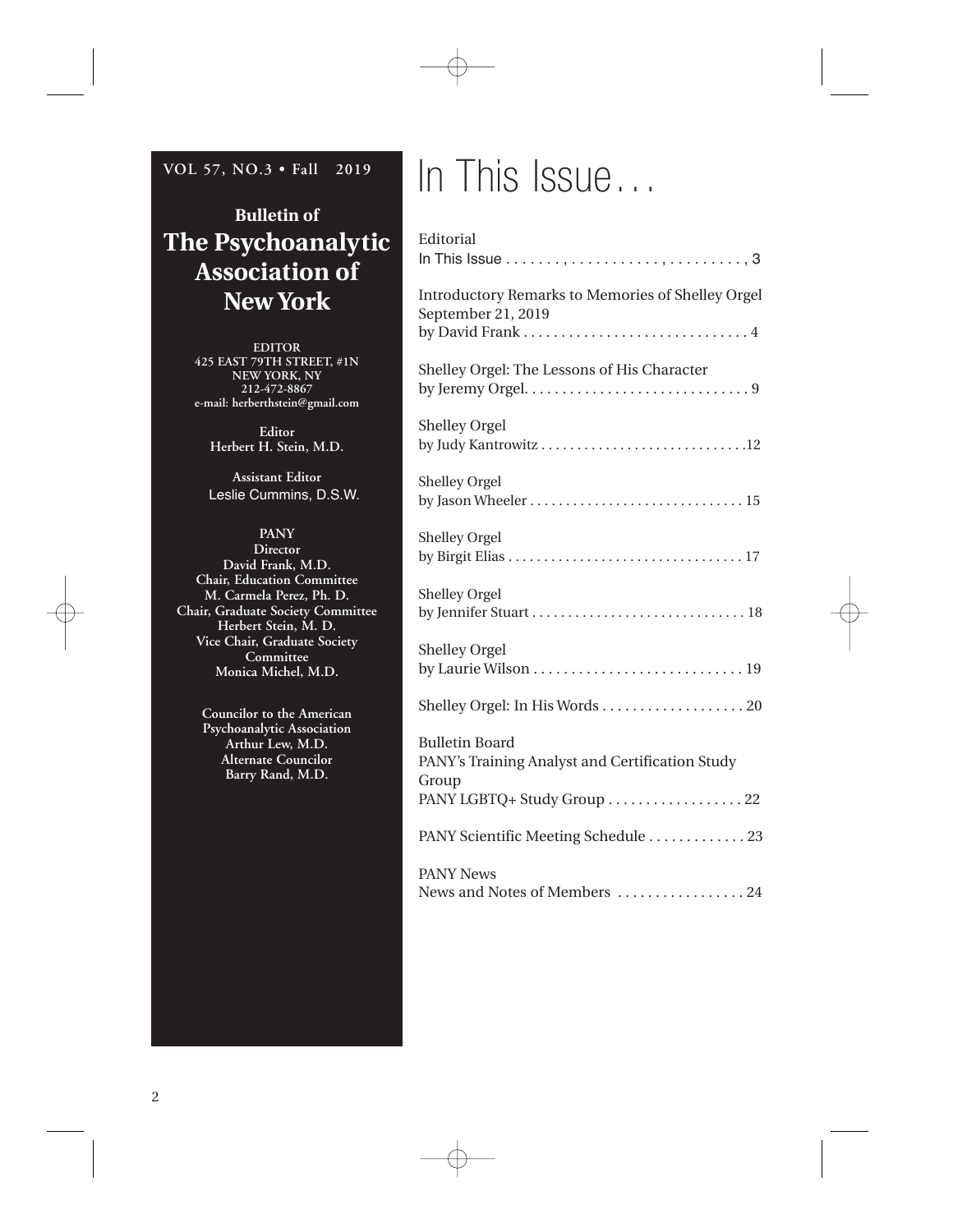VOL 57, NO.3 • Fall 2019

## Bulletin of The Psychoanalytic Association of New York

**EDITOR**
**425 EAST 79TH STREET, #1N**
**NEW YORK, NY**
**212-472-8867**
**e-mail: herberthstein@gmail.com**

**Editor**
**Herbert H. Stein, M.D.**

**Assistant Editor**
Leslie Cummins, D.S.W.

**PANY**
**Director**
**David Frank, M.D.**
**Chair, Education Committee**
**M. Carmela Perez, Ph. D.**
**Chair, Graduate Society Committee**
**Herbert Stein, M. D.**
**Vice Chair, Graduate Society Committee**
**Monica Michel, M.D.**

**Councilor to the American Psychoanalytic Association**
**Arthur Lew, M.D.**
**Alternate Councilor**
**Barry Rand, M.D.**

# In This Issue…

Editorial
In This Issue . . . . . . . . . . . . . . . . . . , . . . . . . . . . , . . . . . . . . . . , 3

Introductory Remarks to Memories of Shelley Orgel
September 21, 2019
by David Frank . . . . . . . . . . . . . . . . . . . . . . . . . . . . . . 4

Shelley Orgel: The Lessons of His Character
by Jeremy Orgel. . . . . . . . . . . . . . . . . . . . . . . . . . . . . 9

Shelley Orgel
by Judy Kantrowitz . . . . . . . . . . . . . . . . . . . . . . . . . . . .12

Shelley Orgel
by Jason Wheeler . . . . . . . . . . . . . . . . . . . . . . . . . . . . . 15

Shelley Orgel
by Birgit Elias . . . . . . . . . . . . . . . . . . . . . . . . . . . . . . . . 17

Shelley Orgel
by Jennifer Stuart . . . . . . . . . . . . . . . . . . . . . . . . . . . . . 18

Shelley Orgel
by Laurie Wilson . . . . . . . . . . . . . . . . . . . . . . . . . . . . 19

Shelley Orgel: In His Words . . . . . . . . . . . . . . . . . . . 20

Bulletin Board
PANY's Training Analyst and Certification Study Group
PANY LGBTQ+ Study Group . . . . . . . . . . . . . . . . . . 22

PANY Scientific Meeting Schedule . . . . . . . . . . . . . 23

PANY News
News and Notes of Members . . . . . . . . . . . . . . . . . 24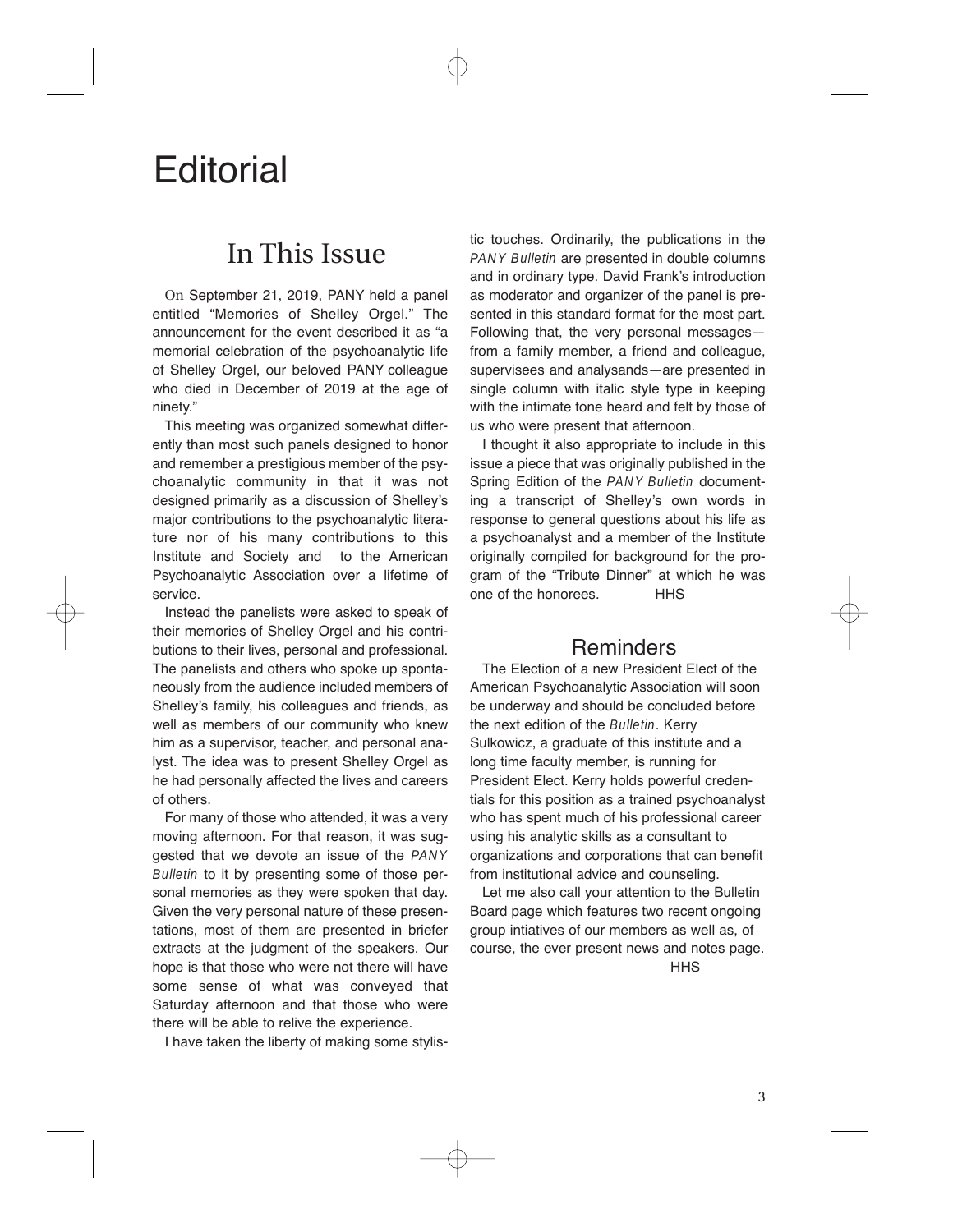# Editorial

## In This Issue

On September 21, 2019, PANY held a panel entitled "Memories of Shelley Orgel." The announcement for the event described it as "a memorial celebration of the psychoanalytic life of Shelley Orgel, our beloved PANY colleague who died in December of 2019 at the age of ninety."

This meeting was organized somewhat differently than most such panels designed to honor and remember a prestigious member of the psychoanalytic community in that it was not designed primarily as a discussion of Shelley's major contributions to the psychoanalytic literature nor of his many contributions to this Institute and Society and to the American Psychoanalytic Association over a lifetime of service.

Instead the panelists were asked to speak of their memories of Shelley Orgel and his contributions to their lives, personal and professional. The panelists and others who spoke up spontaneously from the audience included members of Shelley's family, his colleagues and friends, as well as members of our community who knew him as a supervisor, teacher, and personal analyst. The idea was to present Shelley Orgel as he had personally affected the lives and careers of others.

For many of those who attended, it was a very moving afternoon. For that reason, it was suggested that we devote an issue of the *PANY Bulletin* to it by presenting some of those personal memories as they were spoken that day. Given the very personal nature of these presentations, most of them are presented in briefer extracts at the judgment of the speakers. Our hope is that those who were not there will have some sense of what was conveyed that Saturday afternoon and that those who were there will be able to relive the experience.

I have taken the liberty of making some stylistic touches. Ordinarily, the publications in the *PANY Bulletin* are presented in double columns and in ordinary type. David Frank's introduction as moderator and organizer of the panel is presented in this standard format for the most part. Following that, the very personal messages—from a family member, a friend and colleague, supervisees and analysands—are presented in single column with italic style type in keeping with the intimate tone heard and felt by those of us who were present that afternoon.

I thought it also appropriate to include in this issue a piece that was originally published in the Spring Edition of the *PANY Bulletin* documenting a transcript of Shelley's own words in response to general questions about his life as a psychoanalyst and a member of the Institute originally compiled for background for the program of the "Tribute Dinner" at which he was one of the honorees. HHS

## Reminders

The Election of a new President Elect of the American Psychoanalytic Association will soon be underway and should be concluded before the next edition of the *Bulletin*. Kerry Sulkowicz, a graduate of this institute and a long time faculty member, is running for President Elect. Kerry holds powerful credentials for this position as a trained psychoanalyst who has spent much of his professional career using his analytic skills as a consultant to organizations and corporations that can benefit from institutional advice and counseling.

Let me also call your attention to the Bulletin Board page which features two recent ongoing group intiatives of our members as well as, of course, the ever present news and notes page.

HHS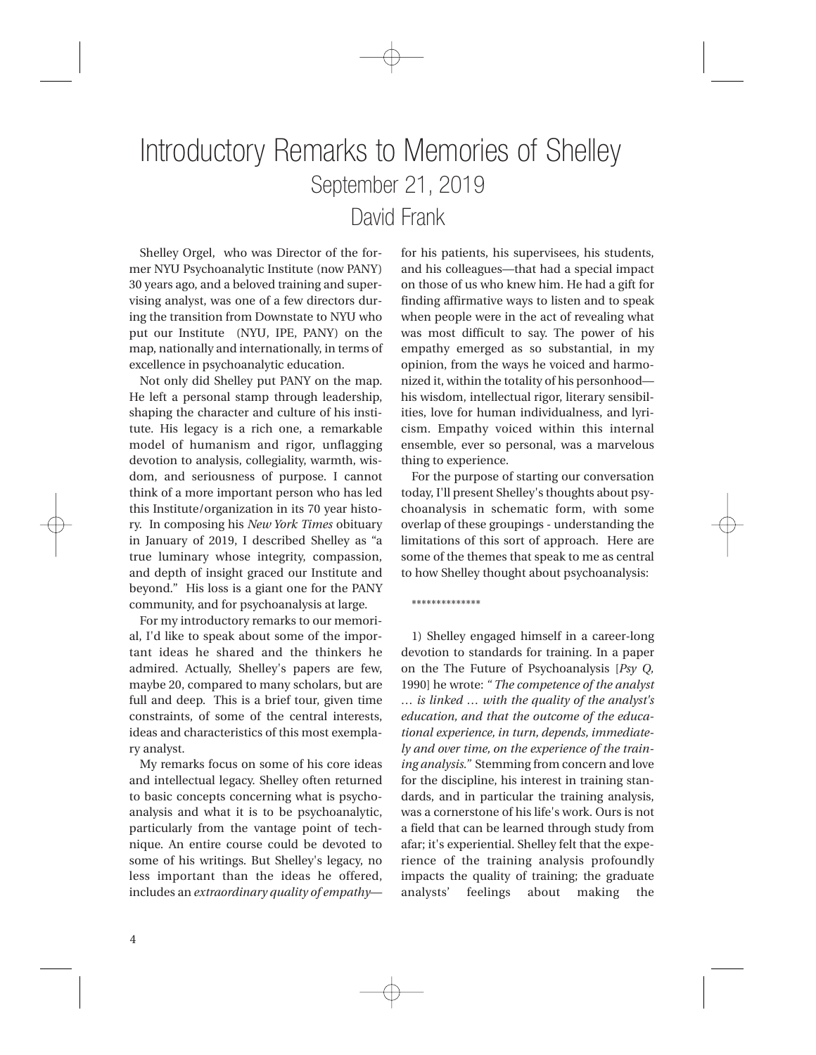# Introductory Remarks to Memories of Shelley

## September 21, 2019

## David Frank

Shelley Orgel, who was Director of the former NYU Psychoanalytic Institute (now PANY) 30 years ago, and a beloved training and supervising analyst, was one of a few directors during the transition from Downstate to NYU who put our Institute (NYU, IPE, PANY) on the map, nationally and internationally, in terms of excellence in psychoanalytic education.

Not only did Shelley put PANY on the map. He left a personal stamp through leadership, shaping the character and culture of his institute. His legacy is a rich one, a remarkable model of humanism and rigor, unflagging devotion to analysis, collegiality, warmth, wisdom, and seriousness of purpose. I cannot think of a more important person who has led this Institute/organization in its 70 year history. In composing his *New York Times* obituary in January of 2019, I described Shelley as "a true luminary whose integrity, compassion, and depth of insight graced our Institute and beyond." His loss is a giant one for the PANY community, and for psychoanalysis at large.

For my introductory remarks to our memorial, I'd like to speak about some of the important ideas he shared and the thinkers he admired. Actually, Shelley's papers are few, maybe 20, compared to many scholars, but are full and deep. This is a brief tour, given time constraints, of some of the central interests, ideas and characteristics of this most exemplary analyst.

My remarks focus on some of his core ideas and intellectual legacy. Shelley often returned to basic concepts concerning what is psychoanalysis and what it is to be psychoanalytic, particularly from the vantage point of technique. An entire course could be devoted to some of his writings. But Shelley's legacy, no less important than the ideas he offered, includes an *extraordinary quality of empathy*—for his patients, his supervisees, his students, and his colleagues—that had a special impact on those of us who knew him. He had a gift for finding affirmative ways to listen and to speak when people were in the act of revealing what was most difficult to say. The power of his empathy emerged as so substantial, in my opinion, from the ways he voiced and harmonized it, within the totality of his personhood—his wisdom, intellectual rigor, literary sensibilities, love for human individualness, and lyricism. Empathy voiced within this internal ensemble, ever so personal, was a marvelous thing to experience.

For the purpose of starting our conversation today, I'll present Shelley's thoughts about psychoanalysis in schematic form, with some overlap of these groupings - understanding the limitations of this sort of approach. Here are some of the themes that speak to me as central to how Shelley thought about psychoanalysis:

**************

1) Shelley engaged himself in a career-long devotion to standards for training. In a paper on the The Future of Psychoanalysis [*Psy Q,* 1990] he wrote: *" The competence of the analyst … is linked … with the quality of the analyst's education, and that the outcome of the educational experience, in turn, depends, immediately and over time, on the experience of the training analysis."* Stemming from concern and love for the discipline, his interest in training standards, and in particular the training analysis, was a cornerstone of his life's work. Ours is not a field that can be learned through study from afar; it's experiential. Shelley felt that the experience of the training analysis profoundly impacts the quality of training; the graduate analysts' feelings about making the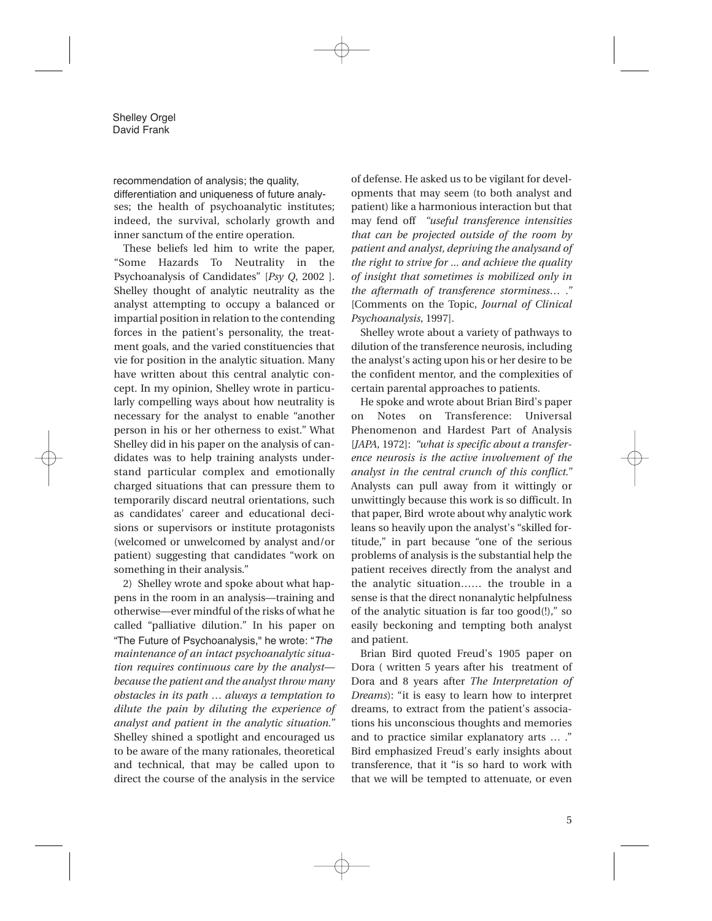recommendation of analysis; the quality, differentiation and uniqueness of future analyses; the health of psychoanalytic institutes; indeed, the survival, scholarly growth and inner sanctum of the entire operation.

These beliefs led him to write the paper, "Some Hazards To Neutrality in the Psychoanalysis of Candidates" [*Psy Q*, 2002 ]. Shelley thought of analytic neutrality as the analyst attempting to occupy a balanced or impartial position in relation to the contending forces in the patient's personality, the treatment goals, and the varied constituencies that vie for position in the analytic situation. Many have written about this central analytic concept. In my opinion, Shelley wrote in particularly compelling ways about how neutrality is necessary for the analyst to enable "another person in his or her otherness to exist." What Shelley did in his paper on the analysis of candidates was to help training analysts understand particular complex and emotionally charged situations that can pressure them to temporarily discard neutral orientations, such as candidates' career and educational decisions or supervisors or institute protagonists (welcomed or unwelcomed by analyst and/or patient) suggesting that candidates "work on something in their analysis."

2) Shelley wrote and spoke about what happens in the room in an analysis—training and otherwise—ever mindful of the risks of what he called "palliative dilution." In his paper on "The Future of Psychoanalysis," he wrote: "*The maintenance of an intact psychoanalytic situation requires continuous care by the analyst—because the patient and the analyst throw many obstacles in its path … always a temptation to dilute the pain by diluting the experience of analyst and patient in the analytic situation.*" Shelley shined a spotlight and encouraged us to be aware of the many rationales, theoretical and technical, that may be called upon to direct the course of the analysis in the service of defense. He asked us to be vigilant for developments that may seem (to both analyst and patient) like a harmonious interaction but that may fend off *"useful transference intensities that can be projected outside of the room by patient and analyst, depriving the analysand of the right to strive for ... and achieve the quality of insight that sometimes is mobilized only in the aftermath of transference storminess… ."* [Comments on the Topic, *Journal of Clinical Psychoanalysis*, 1997].

Shelley wrote about a variety of pathways to dilution of the transference neurosis, including the analyst's acting upon his or her desire to be the confident mentor, and the complexities of certain parental approaches to patients.

He spoke and wrote about Brian Bird's paper on Notes on Transference: Universal Phenomenon and Hardest Part of Analysis [*JAPA*, 1972]: *"what is specific about a transference neurosis is the active involvement of the analyst in the central crunch of this conflict."* Analysts can pull away from it wittingly or unwittingly because this work is so difficult. In that paper, Bird wrote about why analytic work leans so heavily upon the analyst's "skilled fortitude," in part because "one of the serious problems of analysis is the substantial help the patient receives directly from the analyst and the analytic situation…… the trouble in a sense is that the direct nonanalytic helpfulness of the analytic situation is far too good(!)," so easily beckoning and tempting both analyst and patient.

Brian Bird quoted Freud's 1905 paper on Dora ( written 5 years after his treatment of Dora and 8 years after *The Interpretation of Dreams*): "it is easy to learn how to interpret dreams, to extract from the patient's associations his unconscious thoughts and memories and to practice similar explanatory arts … ." Bird emphasized Freud's early insights about transference, that it "is so hard to work with that we will be tempted to attenuate, or even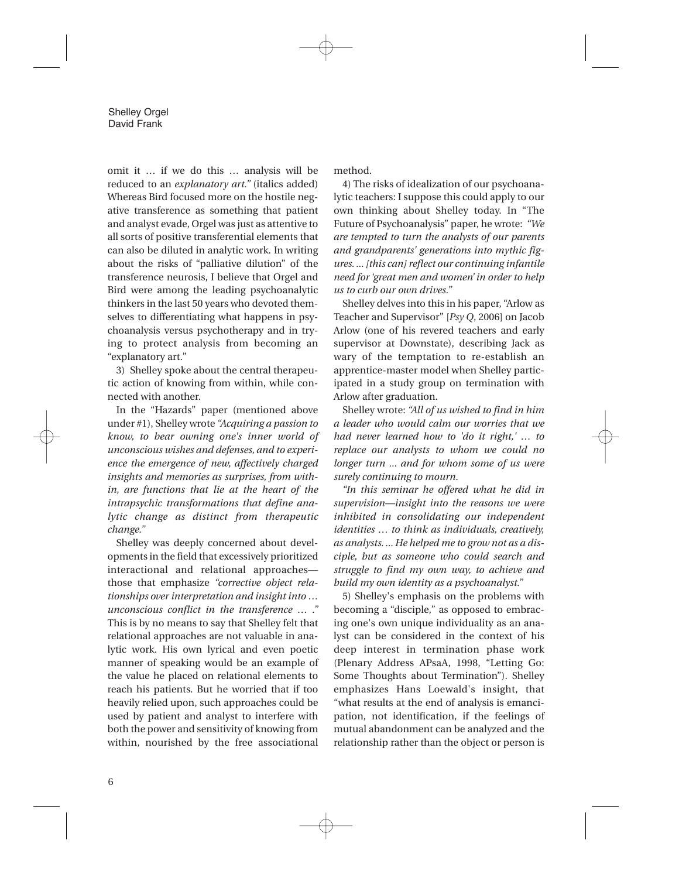omit it … if we do this … analysis will be reduced to an *explanatory art."* (italics added) Whereas Bird focused more on the hostile negative transference as something that patient and analyst evade, Orgel was just as attentive to all sorts of positive transferential elements that can also be diluted in analytic work. In writing about the risks of "palliative dilution" of the transference neurosis, I believe that Orgel and Bird were among the leading psychoanalytic thinkers in the last 50 years who devoted themselves to differentiating what happens in psychoanalysis versus psychotherapy and in trying to protect analysis from becoming an "explanatory art."

3) Shelley spoke about the central therapeutic action of knowing from within, while connected with another.

In the "Hazards" paper (mentioned above under #1), Shelley wrote *"Acquiring a passion to know, to bear owning one's inner world of unconscious wishes and defenses, and to experience the emergence of new, affectively charged insights and memories as surprises, from within, are functions that lie at the heart of the intrapsychic transformations that define analytic change as distinct from therapeutic change."*

Shelley was deeply concerned about developments in the field that excessively prioritized interactional and relational approaches—those that emphasize *"corrective object relationships over interpretation and insight into … unconscious conflict in the transference … ."* This is by no means to say that Shelley felt that relational approaches are not valuable in analytic work. His own lyrical and even poetic manner of speaking would be an example of the value he placed on relational elements to reach his patients. But he worried that if too heavily relied upon, such approaches could be used by patient and analyst to interfere with both the power and sensitivity of knowing from within, nourished by the free associational method.

4) The risks of idealization of our psychoanalytic teachers: I suppose this could apply to our own thinking about Shelley today. In "The Future of Psychoanalysis" paper, he wrote: *"We are tempted to turn the analysts of our parents and grandparents' generations into mythic figures. … [this can] reflect our continuing infantile need for 'great men and women' in order to help us to curb our own drives."*

Shelley delves into this in his paper, "Arlow as Teacher and Supervisor" [*Psy Q*, 2006] on Jacob Arlow (one of his revered teachers and early supervisor at Downstate), describing Jack as wary of the temptation to re-establish an apprentice-master model when Shelley participated in a study group on termination with Arlow after graduation.

Shelley wrote: *"All of us wished to find in him a leader who would calm our worries that we had never learned how to 'do it right,' … to replace our analysts to whom we could no longer turn ... and for whom some of us were surely continuing to mourn.*

*"In this seminar he offered what he did in supervision—insight into the reasons we were inhibited in consolidating our independent identities … to think as individuals, creatively, as analysts. ... He helped me to grow not as a disciple, but as someone who could search and struggle to find my own way, to achieve and build my own identity as a psychoanalyst."*

5) Shelley's emphasis on the problems with becoming a "disciple," as opposed to embracing one's own unique individuality as an analyst can be considered in the context of his deep interest in termination phase work (Plenary Address APsaA, 1998, "Letting Go: Some Thoughts about Termination"). Shelley emphasizes Hans Loewald's insight, that "what results at the end of analysis is emancipation, not identification, if the feelings of mutual abandonment can be analyzed and the relationship rather than the object or person is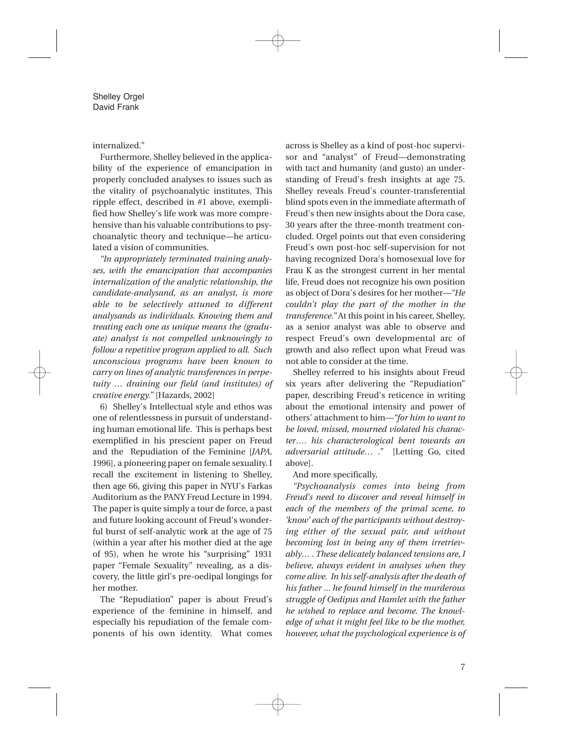internalized."

Furthermore, Shelley believed in the applicability of the experience of emancipation in properly concluded analyses to issues such as the vitality of psychoanalytic institutes. This ripple effect, described in #1 above, exemplified how Shelley's life work was more comprehensive than his valuable contributions to psychoanalytic theory and technique—he articulated a vision of communities.

*"In appropriately terminated training analyses, with the emancipation that accompanies internalization of the analytic relationship, the candidate-analysand, as an analyst, is more able to be selectively attuned to different analysands as individuals. Knowing them and treating each one as unique means the (graduate) analyst is not compelled unknowingly to follow a repetitive program applied to all. Such unconscious programs have been known to carry on lines of analytic transferences in perpetuity … draining our field (and institutes) of creative energy."* [Hazards, 2002]

6) Shelley's Intellectual style and ethos was one of relentlessness in pursuit of understanding human emotional life. This is perhaps best exemplified in his prescient paper on Freud and the Repudiation of the Feminine [*JAPA*, 1996], a pioneering paper on female sexuality. I recall the excitement in listening to Shelley, then age 66, giving this paper in NYU's Farkas Auditorium as the PANY Freud Lecture in 1994. The paper is quite simply a tour de force, a past and future looking account of Freud's wonderful burst of self-analytic work at the age of 75 (within a year after his mother died at the age of 95), when he wrote his "surprising" 1931 paper "Female Sexuality" revealing, as a discovery, the little girl's pre-oedipal longings for her mother.

The "Repudiation" paper is about Freud's experience of the feminine in himself, and especially his repudiation of the female components of his own identity. What comes across is Shelley as a kind of post-hoc supervisor and "analyst" of Freud—demonstrating with tact and humanity (and gusto) an understanding of Freud's fresh insights at age 75. Shelley reveals Freud's counter-transferential blind spots even in the immediate aftermath of Freud's then new insights about the Dora case, 30 years after the three-month treatment concluded. Orgel points out that even considering Freud's own post-hoc self-supervision for not having recognized Dora's homosexual love for Frau K as the strongest current in her mental life, Freud does not recognize his own position as object of Dora's desires for her mother—*"He couldn't play the part of the mother in the transference."* At this point in his career, Shelley, as a senior analyst was able to observe and respect Freud's own developmental arc of growth and also reflect upon what Freud was not able to consider at the time.

Shelley referred to his insights about Freud six years after delivering the "Repudiation" paper, describing Freud's reticence in writing about the emotional intensity and power of others' attachment to him—*"for him to want to be loved, missed, mourned violated his character…. his characterological bent towards an adversarial attitude… ."* [Letting Go, cited above].

And more specifically,

*"Psychoanalysis comes into being from Freud's need to discover and reveal himself in each of the members of the primal scene, to 'know' each of the participants without destroying either of the sexual pair, and without becoming lost in being any of them irretrievably… . These delicately balanced tensions are, I believe, always evident in analyses when they come alive. In his self-analysis after the death of his father ... he found himself in the murderous struggle of Oedipus and Hamlet with the father he wished to replace and become. The knowledge of what it might feel like to be the mother, however, what the psychological experience is of*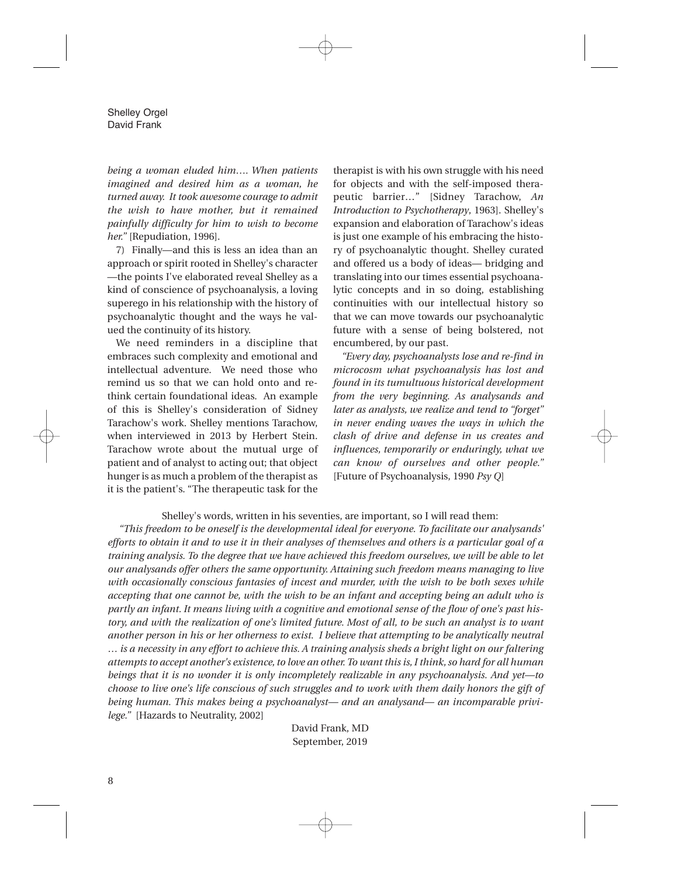*being a woman eluded him…. When patients imagined and desired him as a woman, he turned away. It took awesome courage to admit the wish to have mother, but it remained painfully difficulty for him to wish to become her."* [Repudiation, 1996].

7) Finally—and this is less an idea than an approach or spirit rooted in Shelley's character—the points I've elaborated reveal Shelley as a kind of conscience of psychoanalysis, a loving superego in his relationship with the history of psychoanalytic thought and the ways he valued the continuity of its history.

We need reminders in a discipline that embraces such complexity and emotional and intellectual adventure. We need those who remind us so that we can hold onto and rethink certain foundational ideas. An example of this is Shelley's consideration of Sidney Tarachow's work. Shelley mentions Tarachow, when interviewed in 2013 by Herbert Stein. Tarachow wrote about the mutual urge of patient and of analyst to acting out; that object hunger is as much a problem of the therapist as it is the patient's. "The therapeutic task for the therapist is with his own struggle with his need for objects and with the self-imposed therapeutic barrier…" [Sidney Tarachow, *An Introduction to Psychotherapy*, 1963]. Shelley's expansion and elaboration of Tarachow's ideas is just one example of his embracing the history of psychoanalytic thought. Shelley curated and offered us a body of ideas— bridging and translating into our times essential psychoanalytic concepts and in so doing, establishing continuities with our intellectual history so that we can move towards our psychoanalytic future with a sense of being bolstered, not encumbered, by our past.

*"Every day, psychoanalysts lose and re-find in microcosm what psychoanalysis has lost and found in its tumultuous historical development from the very beginning. As analysands and later as analysts, we realize and tend to "forget" in never ending waves the ways in which the clash of drive and defense in us creates and influences, temporarily or enduringly, what we can know of ourselves and other people."* [Future of Psychoanalysis, 1990 *Psy Q*]

Shelley's words, written in his seventies, are important, so I will read them:

*"This freedom to be oneself is the developmental ideal for everyone. To facilitate our analysands' efforts to obtain it and to use it in their analyses of themselves and others is a particular goal of a training analysis. To the degree that we have achieved this freedom ourselves, we will be able to let our analysands offer others the same opportunity. Attaining such freedom means managing to live with occasionally conscious fantasies of incest and murder, with the wish to be both sexes while accepting that one cannot be, with the wish to be an infant and accepting being an adult who is partly an infant. It means living with a cognitive and emotional sense of the flow of one's past history, and with the realization of one's limited future. Most of all, to be such an analyst is to want another person in his or her otherness to exist. I believe that attempting to be analytically neutral … is a necessity in any effort to achieve this. A training analysis sheds a bright light on our faltering attempts to accept another's existence, to love an other. To want this is, I think, so hard for all human beings that it is no wonder it is only incompletely realizable in any psychoanalysis. And yet—to choose to live one's life conscious of such struggles and to work with them daily honors the gift of being human. This makes being a psychoanalyst— and an analysand— an incomparable privilege."* [Hazards to Neutrality, 2002]

David Frank, MD
September, 2019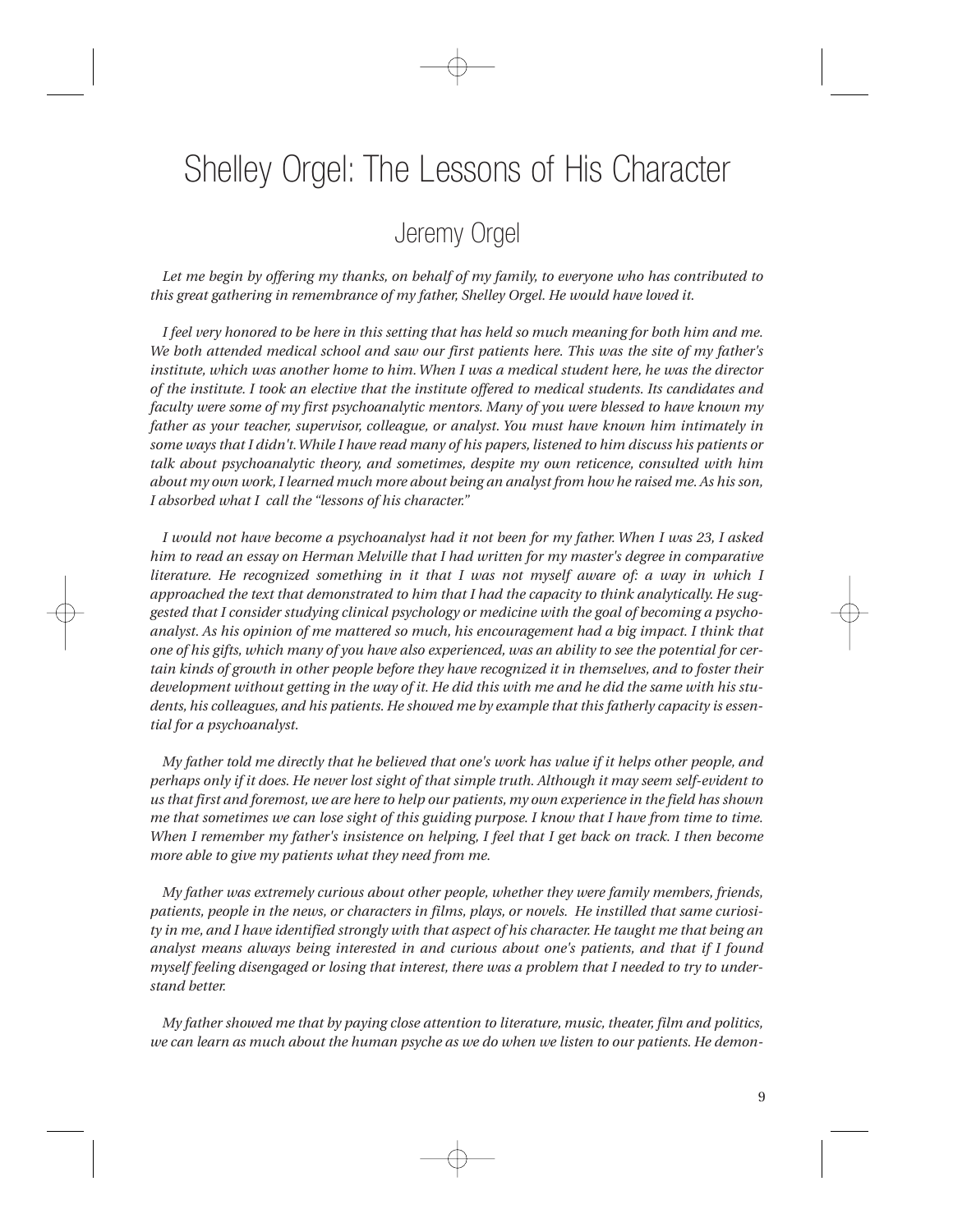# Shelley Orgel: The Lessons of His Character

## Jeremy Orgel

*Let me begin by offering my thanks, on behalf of my family, to everyone who has contributed to this great gathering in remembrance of my father, Shelley Orgel. He would have loved it.*

*I feel very honored to be here in this setting that has held so much meaning for both him and me. We both attended medical school and saw our first patients here. This was the site of my father's institute, which was another home to him. When I was a medical student here, he was the director of the institute. I took an elective that the institute offered to medical students. Its candidates and faculty were some of my first psychoanalytic mentors. Many of you were blessed to have known my father as your teacher, supervisor, colleague, or analyst. You must have known him intimately in some ways that I didn't. While I have read many of his papers, listened to him discuss his patients or talk about psychoanalytic theory, and sometimes, despite my own reticence, consulted with him about my own work, I learned much more about being an analyst from how he raised me. As his son, I absorbed what I call the "lessons of his character."*

*I would not have become a psychoanalyst had it not been for my father. When I was 23, I asked him to read an essay on Herman Melville that I had written for my master's degree in comparative literature. He recognized something in it that I was not myself aware of: a way in which I approached the text that demonstrated to him that I had the capacity to think analytically. He suggested that I consider studying clinical psychology or medicine with the goal of becoming a psychoanalyst. As his opinion of me mattered so much, his encouragement had a big impact. I think that one of his gifts, which many of you have also experienced, was an ability to see the potential for certain kinds of growth in other people before they have recognized it in themselves, and to foster their development without getting in the way of it. He did this with me and he did the same with his students, his colleagues, and his patients. He showed me by example that this fatherly capacity is essential for a psychoanalyst.*

*My father told me directly that he believed that one's work has value if it helps other people, and perhaps only if it does. He never lost sight of that simple truth. Although it may seem self-evident to us that first and foremost, we are here to help our patients, my own experience in the field has shown me that sometimes we can lose sight of this guiding purpose. I know that I have from time to time. When I remember my father's insistence on helping, I feel that I get back on track. I then become more able to give my patients what they need from me.*

*My father was extremely curious about other people, whether they were family members, friends, patients, people in the news, or characters in films, plays, or novels. He instilled that same curiosity in me, and I have identified strongly with that aspect of his character. He taught me that being an analyst means always being interested in and curious about one's patients, and that if I found myself feeling disengaged or losing that interest, there was a problem that I needed to try to understand better.*

*My father showed me that by paying close attention to literature, music, theater, film and politics, we can learn as much about the human psyche as we do when we listen to our patients. He demon-*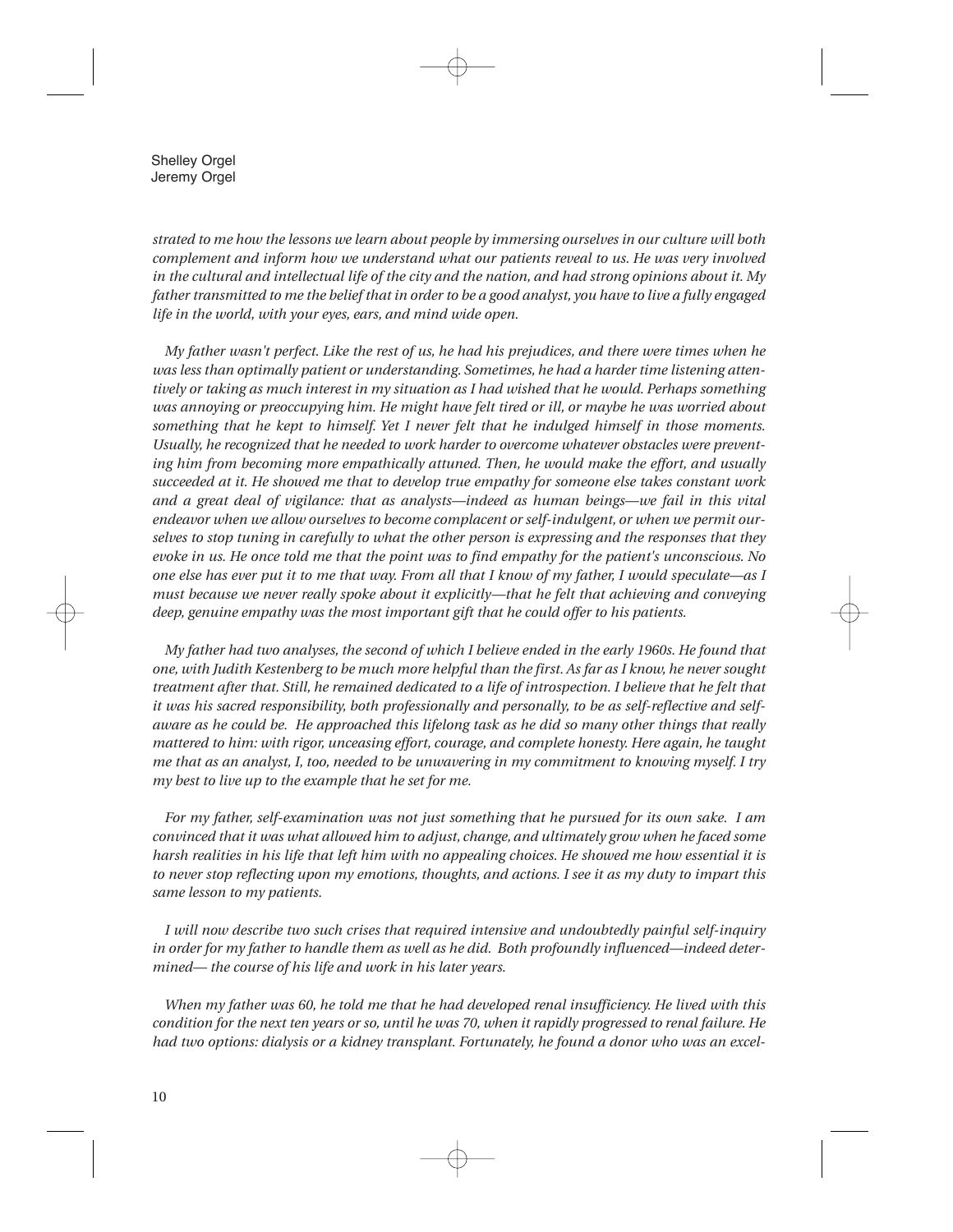*strated to me how the lessons we learn about people by immersing ourselves in our culture will both complement and inform how we understand what our patients reveal to us. He was very involved in the cultural and intellectual life of the city and the nation, and had strong opinions about it. My father transmitted to me the belief that in order to be a good analyst, you have to live a fully engaged life in the world, with your eyes, ears, and mind wide open.*

*My father wasn't perfect. Like the rest of us, he had his prejudices, and there were times when he was less than optimally patient or understanding. Sometimes, he had a harder time listening attentively or taking as much interest in my situation as I had wished that he would. Perhaps something was annoying or preoccupying him. He might have felt tired or ill, or maybe he was worried about something that he kept to himself. Yet I never felt that he indulged himself in those moments. Usually, he recognized that he needed to work harder to overcome whatever obstacles were preventing him from becoming more empathically attuned. Then, he would make the effort, and usually succeeded at it. He showed me that to develop true empathy for someone else takes constant work and a great deal of vigilance: that as analysts—indeed as human beings—we fail in this vital endeavor when we allow ourselves to become complacent or self-indulgent, or when we permit ourselves to stop tuning in carefully to what the other person is expressing and the responses that they evoke in us. He once told me that the point was to find empathy for the patient's unconscious. No one else has ever put it to me that way. From all that I know of my father, I would speculate—as I must because we never really spoke about it explicitly—that he felt that achieving and conveying deep, genuine empathy was the most important gift that he could offer to his patients.*

*My father had two analyses, the second of which I believe ended in the early 1960s. He found that one, with Judith Kestenberg to be much more helpful than the first. As far as I know, he never sought treatment after that. Still, he remained dedicated to a life of introspection. I believe that he felt that it was his sacred responsibility, both professionally and personally, to be as self-reflective and self-aware as he could be. He approached this lifelong task as he did so many other things that really mattered to him: with rigor, unceasing effort, courage, and complete honesty. Here again, he taught me that as an analyst, I, too, needed to be unwavering in my commitment to knowing myself. I try my best to live up to the example that he set for me.*

*For my father, self-examination was not just something that he pursued for its own sake. I am convinced that it was what allowed him to adjust, change, and ultimately grow when he faced some harsh realities in his life that left him with no appealing choices. He showed me how essential it is to never stop reflecting upon my emotions, thoughts, and actions. I see it as my duty to impart this same lesson to my patients.*

*I will now describe two such crises that required intensive and undoubtedly painful self-inquiry in order for my father to handle them as well as he did. Both profoundly influenced—indeed determined— the course of his life and work in his later years.*

*When my father was 60, he told me that he had developed renal insufficiency. He lived with this condition for the next ten years or so, until he was 70, when it rapidly progressed to renal failure. He had two options: dialysis or a kidney transplant. Fortunately, he found a donor who was an excel-*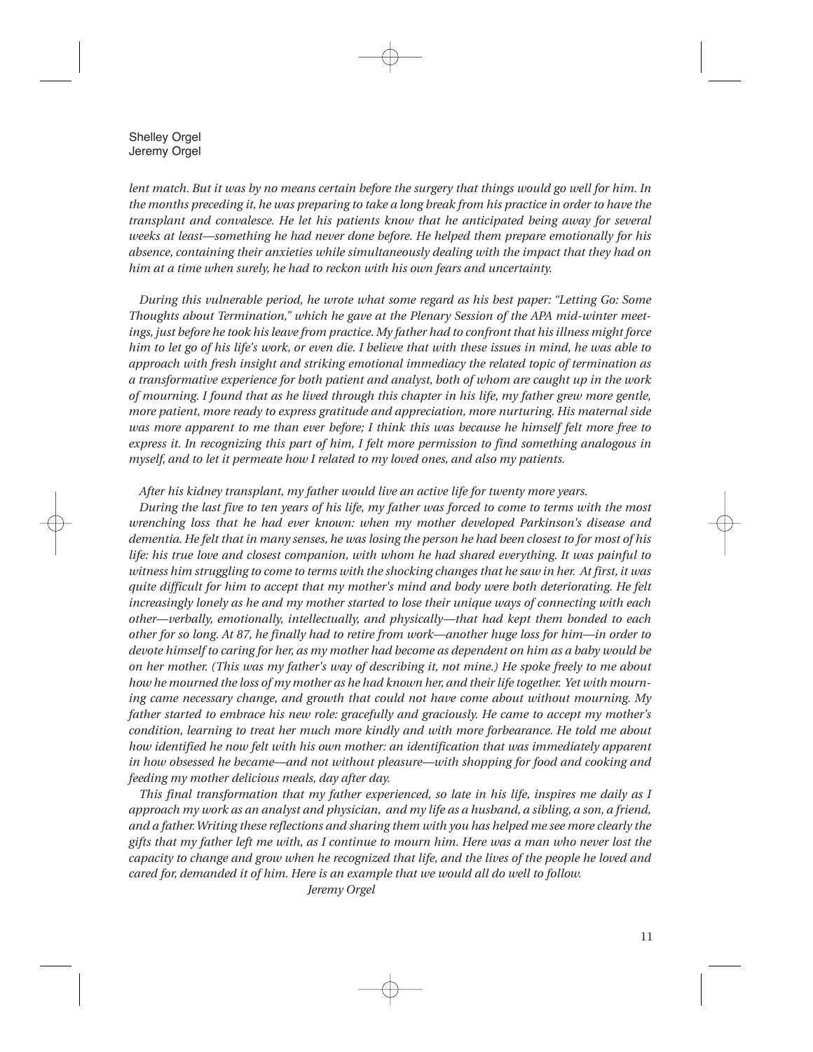*lent match. But it was by no means certain before the surgery that things would go well for him. In the months preceding it, he was preparing to take a long break from his practice in order to have the transplant and convalesce. He let his patients know that he anticipated being away for several weeks at least—something he had never done before. He helped them prepare emotionally for his absence, containing their anxieties while simultaneously dealing with the impact that they had on him at a time when surely, he had to reckon with his own fears and uncertainty.*

*During this vulnerable period, he wrote what some regard as his best paper: "Letting Go: Some Thoughts about Termination," which he gave at the Plenary Session of the APA mid-winter meetings, just before he took his leave from practice. My father had to confront that his illness might force him to let go of his life's work, or even die. I believe that with these issues in mind, he was able to approach with fresh insight and striking emotional immediacy the related topic of termination as a transformative experience for both patient and analyst, both of whom are caught up in the work of mourning. I found that as he lived through this chapter in his life, my father grew more gentle, more patient, more ready to express gratitude and appreciation, more nurturing. His maternal side was more apparent to me than ever before; I think this was because he himself felt more free to express it. In recognizing this part of him, I felt more permission to find something analogous in myself, and to let it permeate how I related to my loved ones, and also my patients.*

*After his kidney transplant, my father would live an active life for twenty more years.*

*During the last five to ten years of his life, my father was forced to come to terms with the most wrenching loss that he had ever known: when my mother developed Parkinson's disease and dementia. He felt that in many senses, he was losing the person he had been closest to for most of his life: his true love and closest companion, with whom he had shared everything. It was painful to witness him struggling to come to terms with the shocking changes that he saw in her. At first, it was quite difficult for him to accept that my mother's mind and body were both deteriorating. He felt increasingly lonely as he and my mother started to lose their unique ways of connecting with each other—verbally, emotionally, intellectually, and physically—that had kept them bonded to each other for so long. At 87, he finally had to retire from work—another huge loss for him—in order to devote himself to caring for her, as my mother had become as dependent on him as a baby would be on her mother. (This was my father's way of describing it, not mine.) He spoke freely to me about how he mourned the loss of my mother as he had known her, and their life together. Yet with mourning came necessary change, and growth that could not have come about without mourning. My father started to embrace his new role: gracefully and graciously. He came to accept my mother's condition, learning to treat her much more kindly and with more forbearance. He told me about how identified he now felt with his own mother: an identification that was immediately apparent in how obsessed he became—and not without pleasure—with shopping for food and cooking and feeding my mother delicious meals, day after day.*

*This final transformation that my father experienced, so late in his life, inspires me daily as I approach my work as an analyst and physician, and my life as a husband, a sibling, a son, a friend, and a father. Writing these reflections and sharing them with you has helped me see more clearly the gifts that my father left me with, as I continue to mourn him. Here was a man who never lost the capacity to change and grow when he recognized that life, and the lives of the people he loved and cared for, demanded it of him. Here is an example that we would all do well to follow.*

*Jeremy Orgel*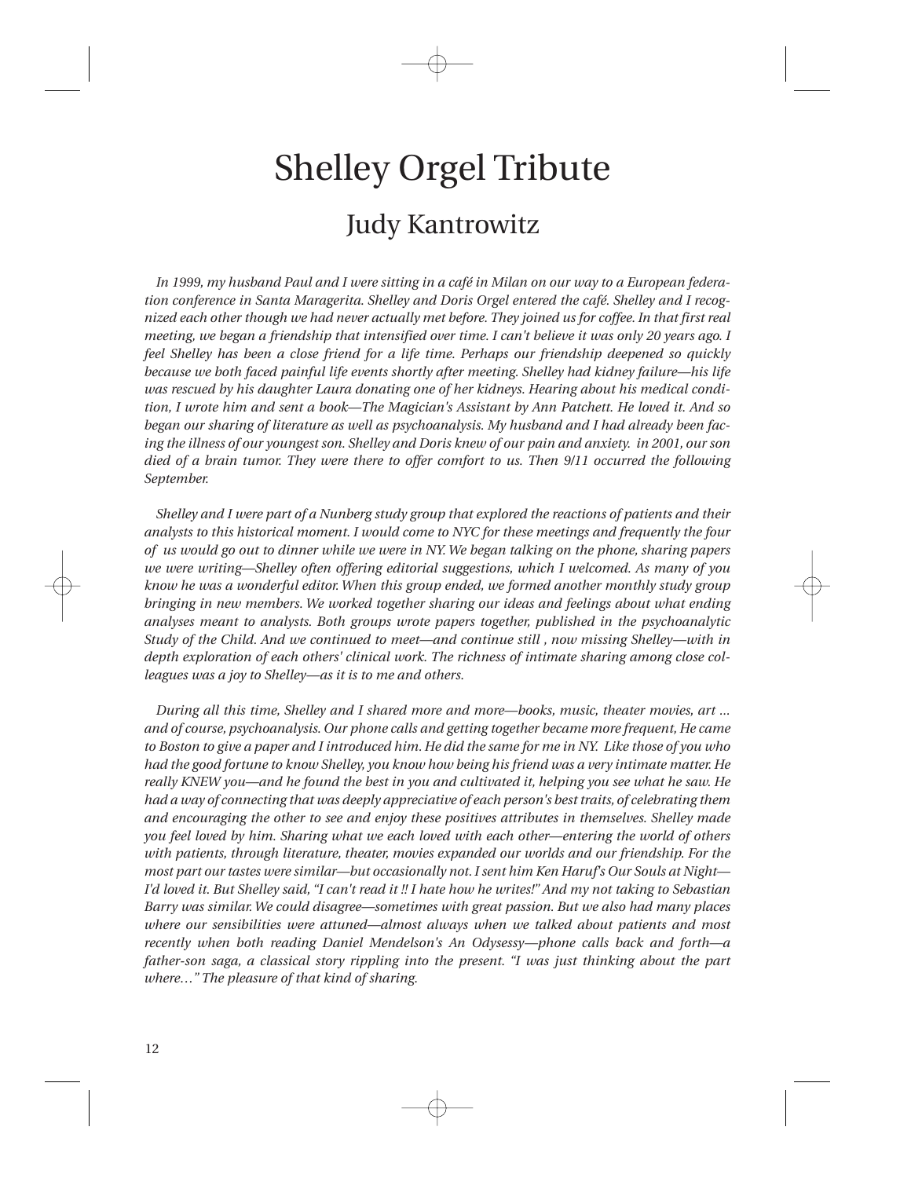# Shelley Orgel Tribute

## Judy Kantrowitz

*In 1999, my husband Paul and I were sitting in a café in Milan on our way to a European federation conference in Santa Maragerita. Shelley and Doris Orgel entered the café. Shelley and I recognized each other though we had never actually met before. They joined us for coffee. In that first real meeting, we began a friendship that intensified over time. I can't believe it was only 20 years ago. I feel Shelley has been a close friend for a life time. Perhaps our friendship deepened so quickly because we both faced painful life events shortly after meeting. Shelley had kidney failure—his life was rescued by his daughter Laura donating one of her kidneys. Hearing about his medical condition, I wrote him and sent a book—The Magician's Assistant by Ann Patchett. He loved it. And so began our sharing of literature as well as psychoanalysis. My husband and I had already been facing the illness of our youngest son. Shelley and Doris knew of our pain and anxiety. in 2001, our son died of a brain tumor. They were there to offer comfort to us. Then 9/11 occurred the following September.*

*Shelley and I were part of a Nunberg study group that explored the reactions of patients and their analysts to this historical moment. I would come to NYC for these meetings and frequently the four of us would go out to dinner while we were in NY. We began talking on the phone, sharing papers we were writing—Shelley often offering editorial suggestions, which I welcomed. As many of you know he was a wonderful editor. When this group ended, we formed another monthly study group bringing in new members. We worked together sharing our ideas and feelings about what ending analyses meant to analysts. Both groups wrote papers together, published in the psychoanalytic Study of the Child. And we continued to meet—and continue still , now missing Shelley—with in depth exploration of each others' clinical work. The richness of intimate sharing among close colleagues was a joy to Shelley—as it is to me and others.*

*During all this time, Shelley and I shared more and more—books, music, theater movies, art ... and of course, psychoanalysis. Our phone calls and getting together became more frequent, He came to Boston to give a paper and I introduced him. He did the same for me in NY. Like those of you who had the good fortune to know Shelley, you know how being his friend was a very intimate matter. He really KNEW you—and he found the best in you and cultivated it, helping you see what he saw. He had a way of connecting that was deeply appreciative of each person's best traits, of celebrating them and encouraging the other to see and enjoy these positives attributes in themselves. Shelley made you feel loved by him. Sharing what we each loved with each other—entering the world of others with patients, through literature, theater, movies expanded our worlds and our friendship. For the most part our tastes were similar—but occasionally not. I sent him Ken Haruf's Our Souls at Night—I'd loved it. But Shelley said, "I can't read it !! I hate how he writes!" And my not taking to Sebastian Barry was similar. We could disagree—sometimes with great passion. But we also had many places where our sensibilities were attuned—almost always when we talked about patients and most recently when both reading Daniel Mendelson's An Odysessy—phone calls back and forth—a father-son saga, a classical story rippling into the present. "I was just thinking about the part where…" The pleasure of that kind of sharing.*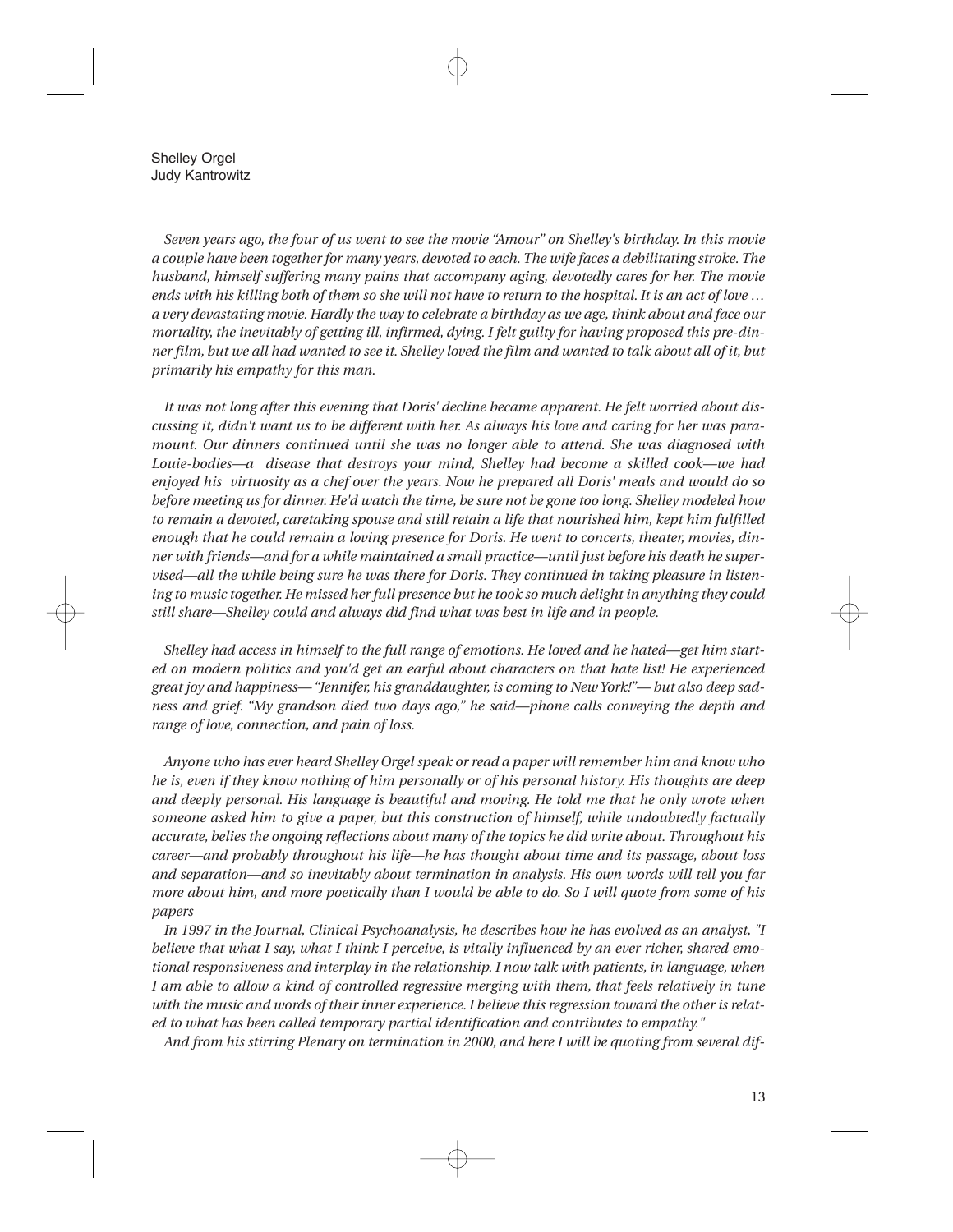Shelley Orgel  
Judy Kantrowitz

*Seven years ago, the four of us went to see the movie "Amour" on Shelley's birthday. In this movie a couple have been together for many years, devoted to each. The wife faces a debilitating stroke. The husband, himself suffering many pains that accompany aging, devotedly cares for her. The movie ends with his killing both of them so she will not have to return to the hospital. It is an act of love … a very devastating movie. Hardly the way to celebrate a birthday as we age, think about and face our mortality, the inevitably of getting ill, infirmed, dying. I felt guilty for having proposed this pre-dinner film, but we all had wanted to see it. Shelley loved the film and wanted to talk about all of it, but primarily his empathy for this man.*

*It was not long after this evening that Doris' decline became apparent. He felt worried about discussing it, didn't want us to be different with her. As always his love and caring for her was paramount. Our dinners continued until she was no longer able to attend. She was diagnosed with Louie-bodies—a disease that destroys your mind, Shelley had become a skilled cook—we had enjoyed his virtuosity as a chef over the years. Now he prepared all Doris' meals and would do so before meeting us for dinner. He'd watch the time, be sure not be gone too long. Shelley modeled how to remain a devoted, caretaking spouse and still retain a life that nourished him, kept him fulfilled enough that he could remain a loving presence for Doris. He went to concerts, theater, movies, dinner with friends—and for a while maintained a small practice—until just before his death he supervised—all the while being sure he was there for Doris. They continued in taking pleasure in listening to music together. He missed her full presence but he took so much delight in anything they could still share—Shelley could and always did find what was best in life and in people.*

*Shelley had access in himself to the full range of emotions. He loved and he hated—get him started on modern politics and you'd get an earful about characters on that hate list! He experienced great joy and happiness— "Jennifer, his granddaughter, is coming to New York!"— but also deep sadness and grief. "My grandson died two days ago," he said—phone calls conveying the depth and range of love, connection, and pain of loss.*

*Anyone who has ever heard Shelley Orgel speak or read a paper will remember him and know who he is, even if they know nothing of him personally or of his personal history. His thoughts are deep and deeply personal. His language is beautiful and moving. He told me that he only wrote when someone asked him to give a paper, but this construction of himself, while undoubtedly factually accurate, belies the ongoing reflections about many of the topics he did write about. Throughout his career—and probably throughout his life—he has thought about time and its passage, about loss and separation—and so inevitably about termination in analysis. His own words will tell you far more about him, and more poetically than I would be able to do. So I will quote from some of his papers*

*In 1997 in the Journal, Clinical Psychoanalysis, he describes how he has evolved as an analyst, "I believe that what I say, what I think I perceive, is vitally influenced by an ever richer, shared emotional responsiveness and interplay in the relationship. I now talk with patients, in language, when I am able to allow a kind of controlled regressive merging with them, that feels relatively in tune with the music and words of their inner experience. I believe this regression toward the other is related to what has been called temporary partial identification and contributes to empathy."*

*And from his stirring Plenary on termination in 2000, and here I will be quoting from several dif-*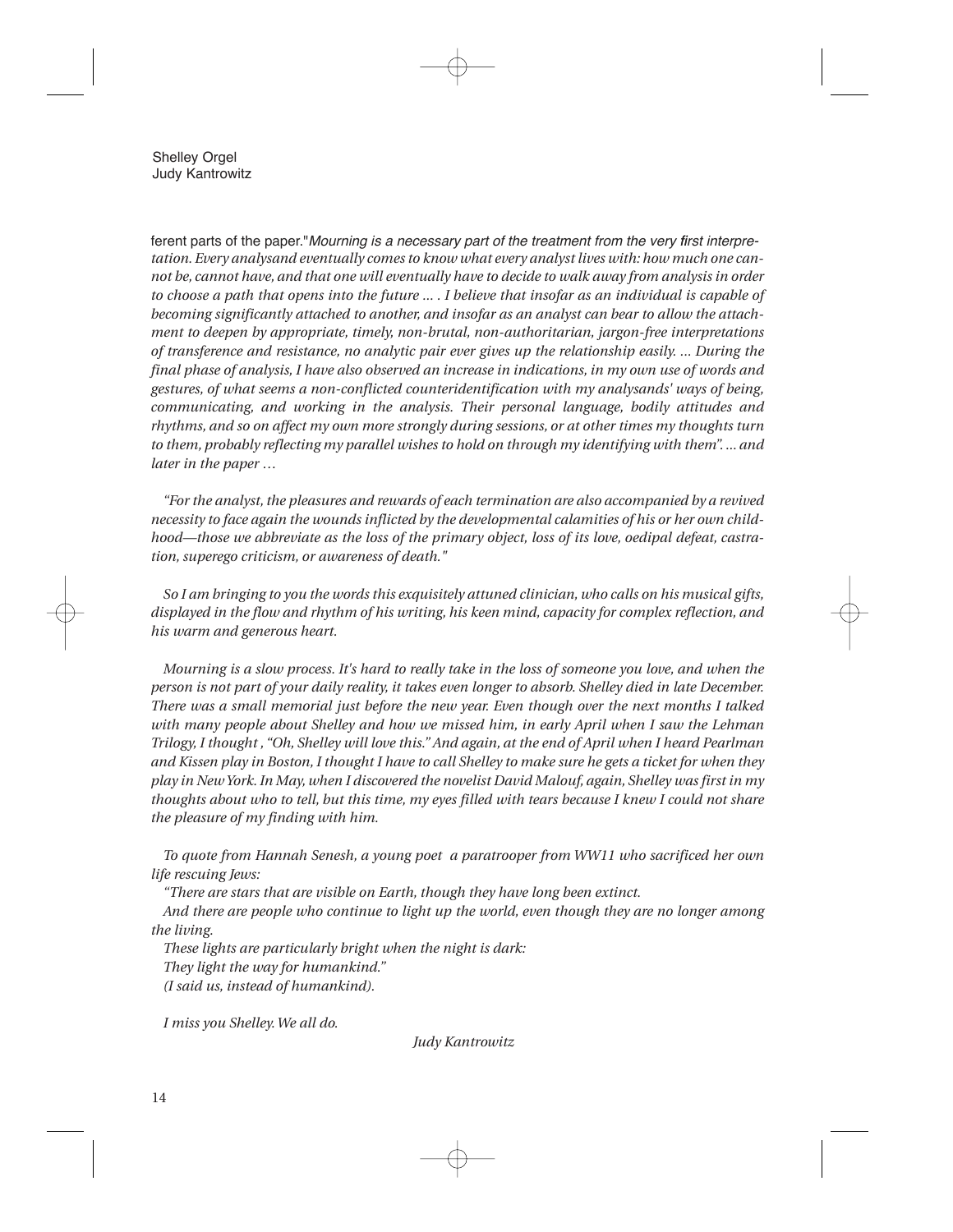ferent parts of the paper."*Mourning is a necessary part of the treatment from the very first interpretation. Every analysand eventually comes to know what every analyst lives with: how much one cannot be, cannot have, and that one will eventually have to decide to walk away from analysis in order to choose a path that opens into the future ... . I believe that insofar as an individual is capable of becoming significantly attached to another, and insofar as an analyst can bear to allow the attachment to deepen by appropriate, timely, non-brutal, non-authoritarian, jargon-free interpretations of transference and resistance, no analytic pair ever gives up the relationship easily. ... During the final phase of analysis, I have also observed an increase in indications, in my own use of words and gestures, of what seems a non-conflicted counteridentification with my analysands' ways of being, communicating, and working in the analysis. Their personal language, bodily attitudes and rhythms, and so on affect my own more strongly during sessions, or at other times my thoughts turn to them, probably reflecting my parallel wishes to hold on through my identifying with them". ... and later in the paper …*

*"For the analyst, the pleasures and rewards of each termination are also accompanied by a revived necessity to face again the wounds inflicted by the developmental calamities of his or her own childhood—those we abbreviate as the loss of the primary object, loss of its love, oedipal defeat, castration, superego criticism, or awareness of death."*

*So I am bringing to you the words this exquisitely attuned clinician, who calls on his musical gifts, displayed in the flow and rhythm of his writing, his keen mind, capacity for complex reflection, and his warm and generous heart.*

*Mourning is a slow process. It's hard to really take in the loss of someone you love, and when the person is not part of your daily reality, it takes even longer to absorb. Shelley died in late December. There was a small memorial just before the new year. Even though over the next months I talked with many people about Shelley and how we missed him, in early April when I saw the Lehman Trilogy, I thought , "Oh, Shelley will love this." And again, at the end of April when I heard Pearlman and Kissen play in Boston, I thought I have to call Shelley to make sure he gets a ticket for when they play in New York. In May, when I discovered the novelist David Malouf, again, Shelley was first in my thoughts about who to tell, but this time, my eyes filled with tears because I knew I could not share the pleasure of my finding with him.*

*To quote from Hannah Senesh, a young poet a paratrooper from WW11 who sacrificed her own life rescuing Jews:*

*"There are stars that are visible on Earth, though they have long been extinct.*
*And there are people who continue to light up the world, even though they are no longer among the living.*
*These lights are particularly bright when the night is dark:*
*They light the way for humankind."*
*(I said us, instead of humankind).*

*I miss you Shelley. We all do.*

*Judy Kantrowitz*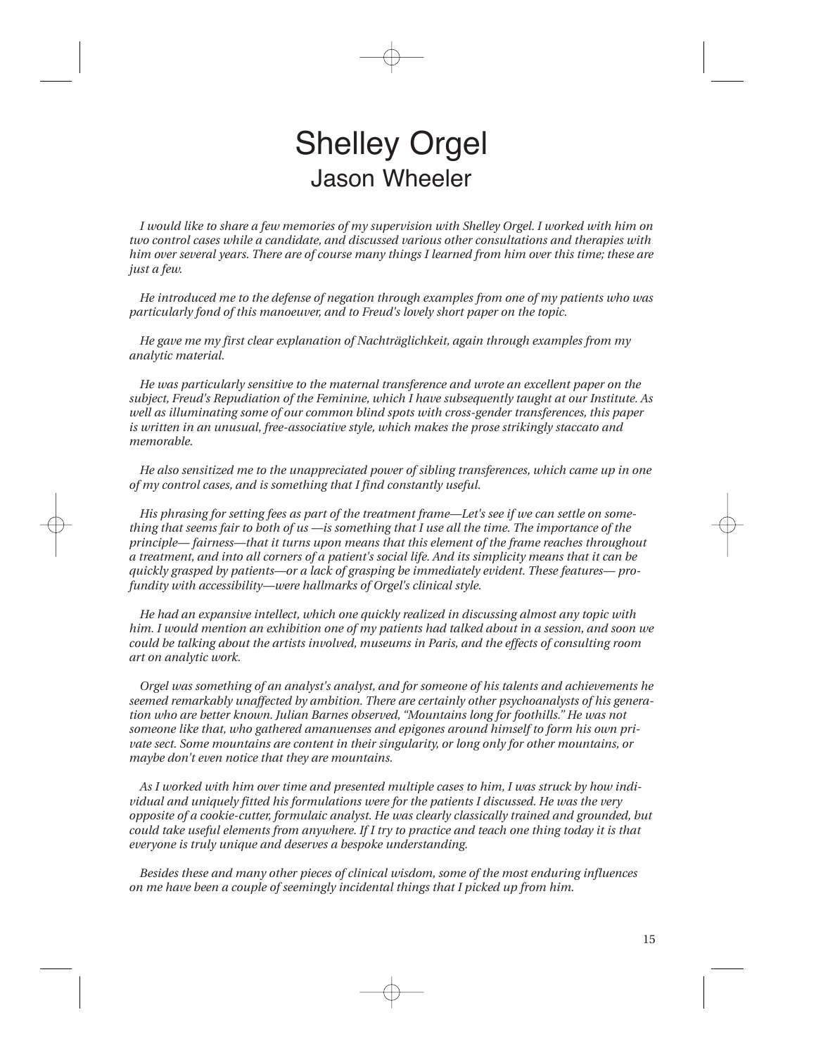# Shelley Orgel

## Jason Wheeler

*I would like to share a few memories of my supervision with Shelley Orgel. I worked with him on two control cases while a candidate, and discussed various other consultations and therapies with him over several years. There are of course many things I learned from him over this time; these are just a few.*

*He introduced me to the defense of negation through examples from one of my patients who was particularly fond of this manoeuver, and to Freud's lovely short paper on the topic.*

*He gave me my first clear explanation of Nachträglichkeit, again through examples from my analytic material.*

*He was particularly sensitive to the maternal transference and wrote an excellent paper on the subject, Freud's Repudiation of the Feminine, which I have subsequently taught at our Institute. As well as illuminating some of our common blind spots with cross-gender transferences, this paper is written in an unusual, free-associative style, which makes the prose strikingly staccato and memorable.*

*He also sensitized me to the unappreciated power of sibling transferences, which came up in one of my control cases, and is something that I find constantly useful.*

*His phrasing for setting fees as part of the treatment frame—Let's see if we can settle on something that seems fair to both of us —is something that I use all the time. The importance of the principle— fairness—that it turns upon means that this element of the frame reaches throughout a treatment, and into all corners of a patient's social life. And its simplicity means that it can be quickly grasped by patients—or a lack of grasping be immediately evident. These features— profundity with accessibility—were hallmarks of Orgel's clinical style.*

*He had an expansive intellect, which one quickly realized in discussing almost any topic with him. I would mention an exhibition one of my patients had talked about in a session, and soon we could be talking about the artists involved, museums in Paris, and the effects of consulting room art on analytic work.*

*Orgel was something of an analyst's analyst, and for someone of his talents and achievements he seemed remarkably unaffected by ambition. There are certainly other psychoanalysts of his generation who are better known. Julian Barnes observed, "Mountains long for foothills." He was not someone like that, who gathered amanuenses and epigones around himself to form his own private sect. Some mountains are content in their singularity, or long only for other mountains, or maybe don't even notice that they are mountains.*

*As I worked with him over time and presented multiple cases to him, I was struck by how individual and uniquely fitted his formulations were for the patients I discussed. He was the very opposite of a cookie-cutter, formulaic analyst. He was clearly classically trained and grounded, but could take useful elements from anywhere. If I try to practice and teach one thing today it is that everyone is truly unique and deserves a bespoke understanding.*

*Besides these and many other pieces of clinical wisdom, some of the most enduring influences on me have been a couple of seemingly incidental things that I picked up from him.*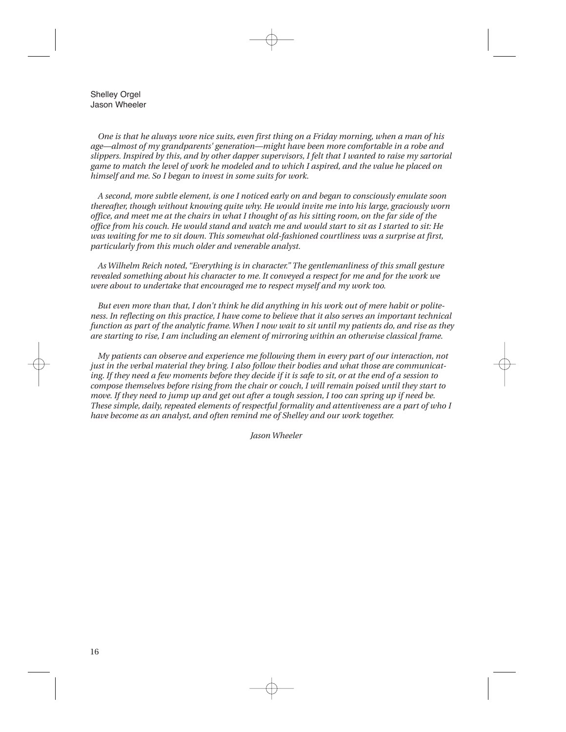*One is that he always wore nice suits, even first thing on a Friday morning, when a man of his age—almost of my grandparents' generation—might have been more comfortable in a robe and slippers. Inspired by this, and by other dapper supervisors, I felt that I wanted to raise my sartorial game to match the level of work he modeled and to which I aspired, and the value he placed on himself and me. So I began to invest in some suits for work.*

*A second, more subtle element, is one I noticed early on and began to consciously emulate soon thereafter, though without knowing quite why. He would invite me into his large, graciously worn office, and meet me at the chairs in what I thought of as his sitting room, on the far side of the office from his couch. He would stand and watch me and would start to sit as I started to sit: He was waiting for me to sit down. This somewhat old-fashioned courtliness was a surprise at first, particularly from this much older and venerable analyst.*

*As Wilhelm Reich noted, "Everything is in character." The gentlemanliness of this small gesture revealed something about his character to me. It conveyed a respect for me and for the work we were about to undertake that encouraged me to respect myself and my work too.*

*But even more than that, I don't think he did anything in his work out of mere habit or politeness. In reflecting on this practice, I have come to believe that it also serves an important technical function as part of the analytic frame. When I now wait to sit until my patients do, and rise as they are starting to rise, I am including an element of mirroring within an otherwise classical frame.*

*My patients can observe and experience me following them in every part of our interaction, not just in the verbal material they bring. I also follow their bodies and what those are communicating. If they need a few moments before they decide if it is safe to sit, or at the end of a session to compose themselves before rising from the chair or couch, I will remain poised until they start to move. If they need to jump up and get out after a tough session, I too can spring up if need be. These simple, daily, repeated elements of respectful formality and attentiveness are a part of who I have become as an analyst, and often remind me of Shelley and our work together.*

*Jason Wheeler*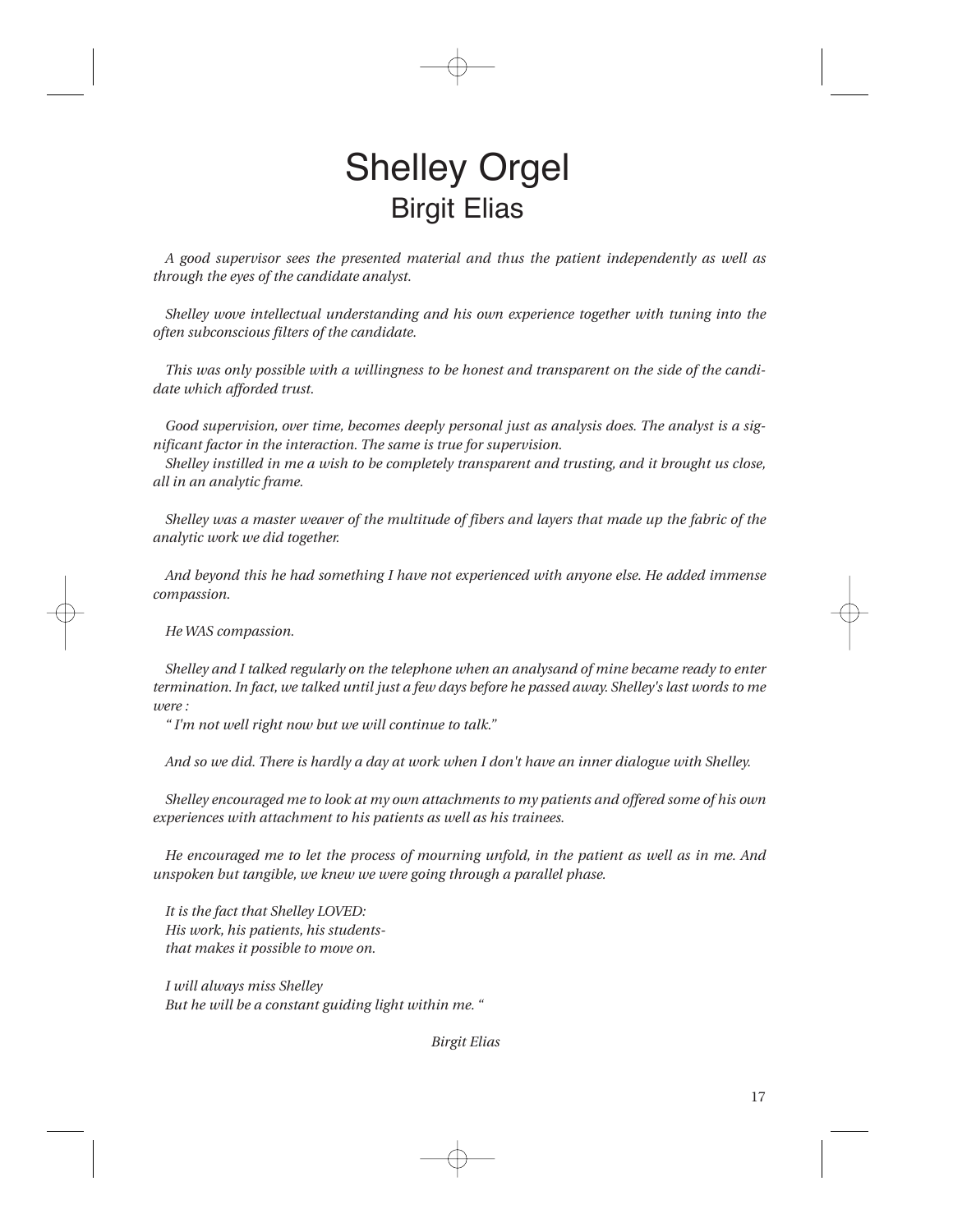# Shelley Orgel

## Birgit Elias

*A good supervisor sees the presented material and thus the patient independently as well as through the eyes of the candidate analyst.*

*Shelley wove intellectual understanding and his own experience together with tuning into the often subconscious filters of the candidate.*

*This was only possible with a willingness to be honest and transparent on the side of the candidate which afforded trust.*

*Good supervision, over time, becomes deeply personal just as analysis does. The analyst is a significant factor in the interaction. The same is true for supervision.*
*Shelley instilled in me a wish to be completely transparent and trusting, and it brought us close, all in an analytic frame.*

*Shelley was a master weaver of the multitude of fibers and layers that made up the fabric of the analytic work we did together.*

*And beyond this he had something I have not experienced with anyone else. He added immense compassion.*

*He WAS compassion.*

*Shelley and I talked regularly on the telephone when an analysand of mine became ready to enter termination. In fact, we talked until just a few days before he passed away. Shelley's last words to me were :*
*" I'm not well right now but we will continue to talk."*

*And so we did. There is hardly a day at work when I don't have an inner dialogue with Shelley.*

*Shelley encouraged me to look at my own attachments to my patients and offered some of his own experiences with attachment to his patients as well as his trainees.*

*He encouraged me to let the process of mourning unfold, in the patient as well as in me. And unspoken but tangible, we knew we were going through a parallel phase.*

*It is the fact that Shelley LOVED:*
*His work, his patients, his students-*
*that makes it possible to move on.*

*I will always miss Shelley*
*But he will be a constant guiding light within me. "*

*Birgit Elias*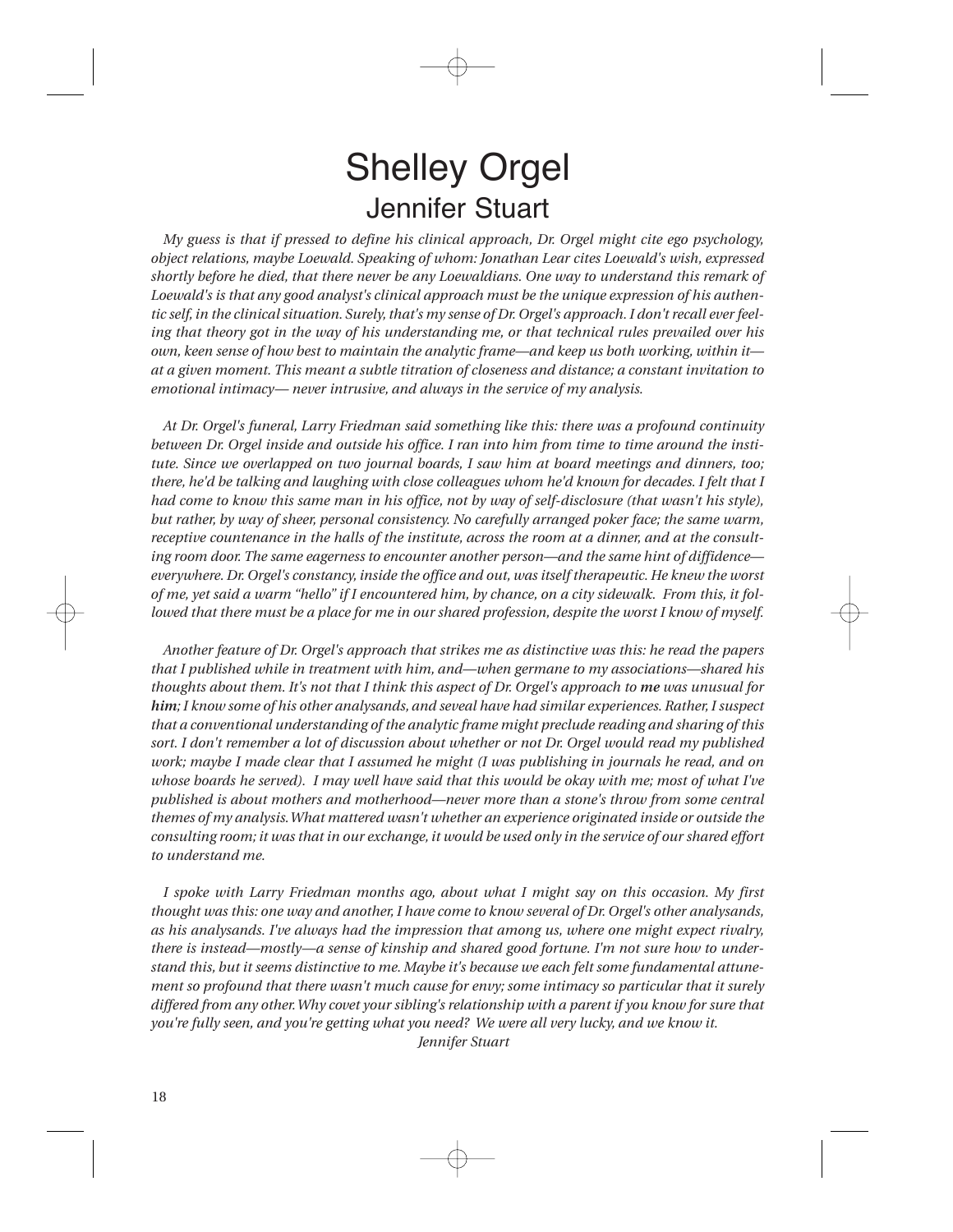# Shelley Orgel

## Jennifer Stuart

*My guess is that if pressed to define his clinical approach, Dr. Orgel might cite ego psychology, object relations, maybe Loewald. Speaking of whom: Jonathan Lear cites Loewald's wish, expressed shortly before he died, that there never be any Loewaldians. One way to understand this remark of Loewald's is that any good analyst's clinical approach must be the unique expression of his authentic self, in the clinical situation. Surely, that's my sense of Dr. Orgel's approach. I don't recall ever feeling that theory got in the way of his understanding me, or that technical rules prevailed over his own, keen sense of how best to maintain the analytic frame—and keep us both working, within it—at a given moment. This meant a subtle titration of closeness and distance; a constant invitation to emotional intimacy— never intrusive, and always in the service of my analysis.*

*At Dr. Orgel's funeral, Larry Friedman said something like this: there was a profound continuity between Dr. Orgel inside and outside his office. I ran into him from time to time around the institute. Since we overlapped on two journal boards, I saw him at board meetings and dinners, too; there, he'd be talking and laughing with close colleagues whom he'd known for decades. I felt that I had come to know this same man in his office, not by way of self-disclosure (that wasn't his style), but rather, by way of sheer, personal consistency. No carefully arranged poker face; the same warm, receptive countenance in the halls of the institute, across the room at a dinner, and at the consulting room door. The same eagerness to encounter another person—and the same hint of diffidence—everywhere. Dr. Orgel's constancy, inside the office and out, was itself therapeutic. He knew the worst of me, yet said a warm "hello" if I encountered him, by chance, on a city sidewalk. From this, it followed that there must be a place for me in our shared profession, despite the worst I know of myself.*

*Another feature of Dr. Orgel's approach that strikes me as distinctive was this: he read the papers that I published while in treatment with him, and—when germane to my associations—shared his thoughts about them. It's not that I think this aspect of Dr. Orgel's approach to **me** was unusual for **him**; I know some of his other analysands, and seveal have had similar experiences. Rather, I suspect that a conventional understanding of the analytic frame might preclude reading and sharing of this sort. I don't remember a lot of discussion about whether or not Dr. Orgel would read my published work; maybe I made clear that I assumed he might (I was publishing in journals he read, and on whose boards he served). I may well have said that this would be okay with me; most of what I've published is about mothers and motherhood—never more than a stone's throw from some central themes of my analysis. What mattered wasn't whether an experience originated inside or outside the consulting room; it was that in our exchange, it would be used only in the service of our shared effort to understand me.*

*I spoke with Larry Friedman months ago, about what I might say on this occasion. My first thought was this: one way and another, I have come to know several of Dr. Orgel's other analysands, as his analysands. I've always had the impression that among us, where one might expect rivalry, there is instead—mostly—a sense of kinship and shared good fortune. I'm not sure how to understand this, but it seems distinctive to me. Maybe it's because we each felt some fundamental attunement so profound that there wasn't much cause for envy; some intimacy so particular that it surely differed from any other. Why covet your sibling's relationship with a parent if you know for sure that you're fully seen, and you're getting what you need? We were all very lucky, and we know it.*

*Jennifer Stuart*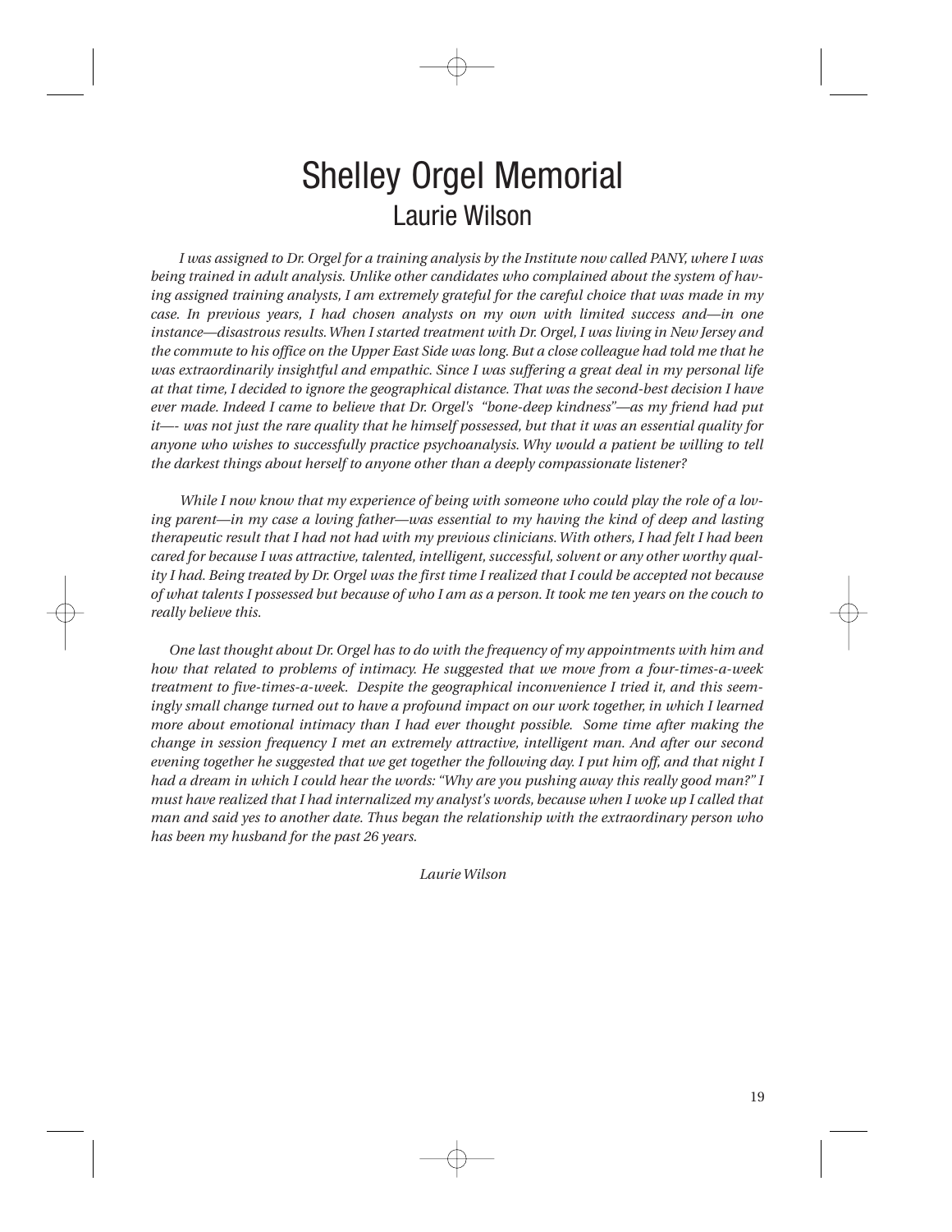# Shelley Orgel Memorial

## Laurie Wilson

*I was assigned to Dr. Orgel for a training analysis by the Institute now called PANY, where I was being trained in adult analysis. Unlike other candidates who complained about the system of having assigned training analysts, I am extremely grateful for the careful choice that was made in my case. In previous years, I had chosen analysts on my own with limited success and—in one instance—disastrous results. When I started treatment with Dr. Orgel, I was living in New Jersey and the commute to his office on the Upper East Side was long. But a close colleague had told me that he was extraordinarily insightful and empathic. Since I was suffering a great deal in my personal life at that time, I decided to ignore the geographical distance. That was the second-best decision I have ever made. Indeed I came to believe that Dr. Orgel's "bone-deep kindness"—as my friend had put it—- was not just the rare quality that he himself possessed, but that it was an essential quality for anyone who wishes to successfully practice psychoanalysis. Why would a patient be willing to tell the darkest things about herself to anyone other than a deeply compassionate listener?*

*While I now know that my experience of being with someone who could play the role of a loving parent—in my case a loving father—was essential to my having the kind of deep and lasting therapeutic result that I had not had with my previous clinicians. With others, I had felt I had been cared for because I was attractive, talented, intelligent, successful, solvent or any other worthy quality I had. Being treated by Dr. Orgel was the first time I realized that I could be accepted not because of what talents I possessed but because of who I am as a person. It took me ten years on the couch to really believe this.*

*One last thought about Dr. Orgel has to do with the frequency of my appointments with him and how that related to problems of intimacy. He suggested that we move from a four-times-a-week treatment to five-times-a-week. Despite the geographical inconvenience I tried it, and this seemingly small change turned out to have a profound impact on our work together, in which I learned more about emotional intimacy than I had ever thought possible. Some time after making the change in session frequency I met an extremely attractive, intelligent man. And after our second evening together he suggested that we get together the following day. I put him off, and that night I had a dream in which I could hear the words: "Why are you pushing away this really good man?" I must have realized that I had internalized my analyst's words, because when I woke up I called that man and said yes to another date. Thus began the relationship with the extraordinary person who has been my husband for the past 26 years.*

*Laurie Wilson*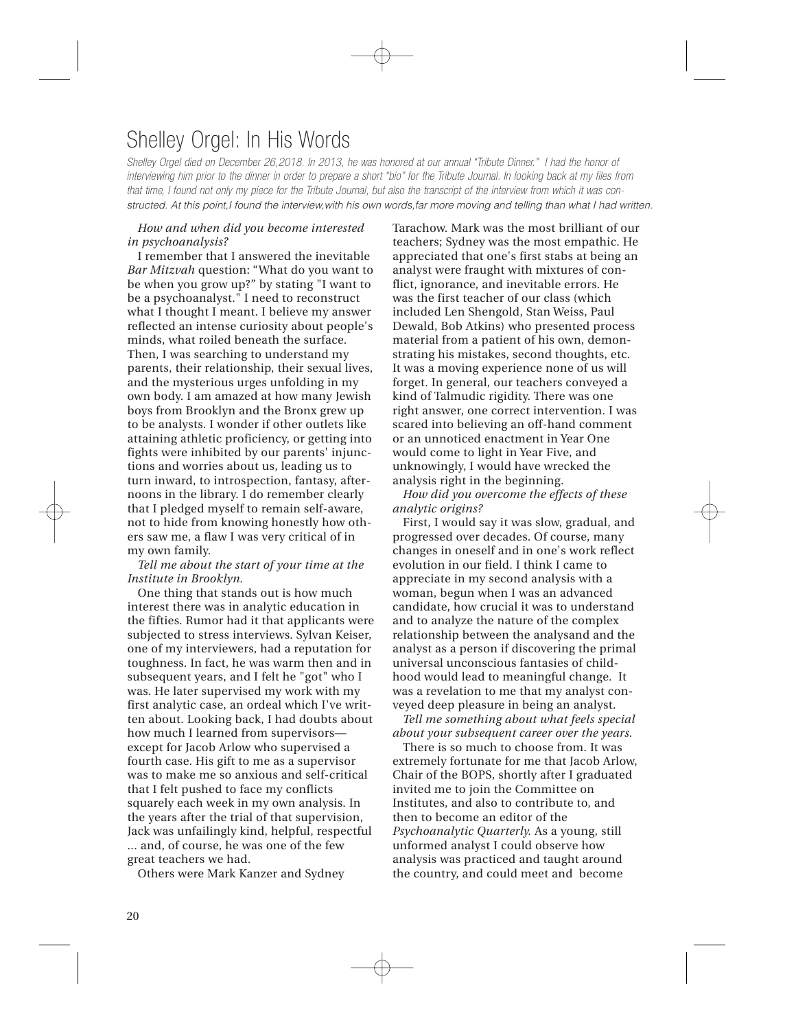# Shelley Orgel: In His Words

*Shelley Orgel died on December 26,2018. In 2013, he was honored at our annual "Tribute Dinner." I had the honor of interviewing him prior to the dinner in order to prepare a short "bio" for the Tribute Journal. In looking back at my files from that time, I found not only my piece for the Tribute Journal, but also the transcript of the interview from which it was constructed. At this point,I found the interview,with his own words,far more moving and telling than what I had written.*

*How and when did you become interested in psychoanalysis?*

I remember that I answered the inevitable *Bar Mitzvah* question: "What do you want to be when you grow up?" by stating "I want to be a psychoanalyst." I need to reconstruct what I thought I meant. I believe my answer reflected an intense curiosity about people's minds, what roiled beneath the surface. Then, I was searching to understand my parents, their relationship, their sexual lives, and the mysterious urges unfolding in my own body. I am amazed at how many Jewish boys from Brooklyn and the Bronx grew up to be analysts. I wonder if other outlets like attaining athletic proficiency, or getting into fights were inhibited by our parents' injunctions and worries about us, leading us to turn inward, to introspection, fantasy, afternoons in the library. I do remember clearly that I pledged myself to remain self-aware, not to hide from knowing honestly how others saw me, a flaw I was very critical of in my own family.

*Tell me about the start of your time at the Institute in Brooklyn.*

One thing that stands out is how much interest there was in analytic education in the fifties. Rumor had it that applicants were subjected to stress interviews. Sylvan Keiser, one of my interviewers, had a reputation for toughness. In fact, he was warm then and in subsequent years, and I felt he "got" who I was. He later supervised my work with my first analytic case, an ordeal which I've written about. Looking back, I had doubts about how much I learned from supervisors—except for Jacob Arlow who supervised a fourth case. His gift to me as a supervisor was to make me so anxious and self-critical that I felt pushed to face my conflicts squarely each week in my own analysis. In the years after the trial of that supervision, Jack was unfailingly kind, helpful, respectful ... and, of course, he was one of the few great teachers we had.

Others were Mark Kanzer and Sydney Tarachow. Mark was the most brilliant of our teachers; Sydney was the most empathic. He appreciated that one's first stabs at being an analyst were fraught with mixtures of conflict, ignorance, and inevitable errors. He was the first teacher of our class (which included Len Shengold, Stan Weiss, Paul Dewald, Bob Atkins) who presented process material from a patient of his own, demonstrating his mistakes, second thoughts, etc. It was a moving experience none of us will forget. In general, our teachers conveyed a kind of Talmudic rigidity. There was one right answer, one correct intervention. I was scared into believing an off-hand comment or an unnoticed enactment in Year One would come to light in Year Five, and unknowingly, I would have wrecked the analysis right in the beginning.

*How did you overcome the effects of these analytic origins?*

First, I would say it was slow, gradual, and progressed over decades. Of course, many changes in oneself and in one's work reflect evolution in our field. I think I came to appreciate in my second analysis with a woman, begun when I was an advanced candidate, how crucial it was to understand and to analyze the nature of the complex relationship between the analysand and the analyst as a person if discovering the primal universal unconscious fantasies of childhood would lead to meaningful change. It was a revelation to me that my analyst conveyed deep pleasure in being an analyst.

*Tell me something about what feels special about your subsequent career over the years.*

There is so much to choose from. It was extremely fortunate for me that Jacob Arlow, Chair of the BOPS, shortly after I graduated invited me to join the Committee on Institutes, and also to contribute to, and then to become an editor of the *Psychoanalytic Quarterly.* As a young, still unformed analyst I could observe how analysis was practiced and taught around the country, and could meet and become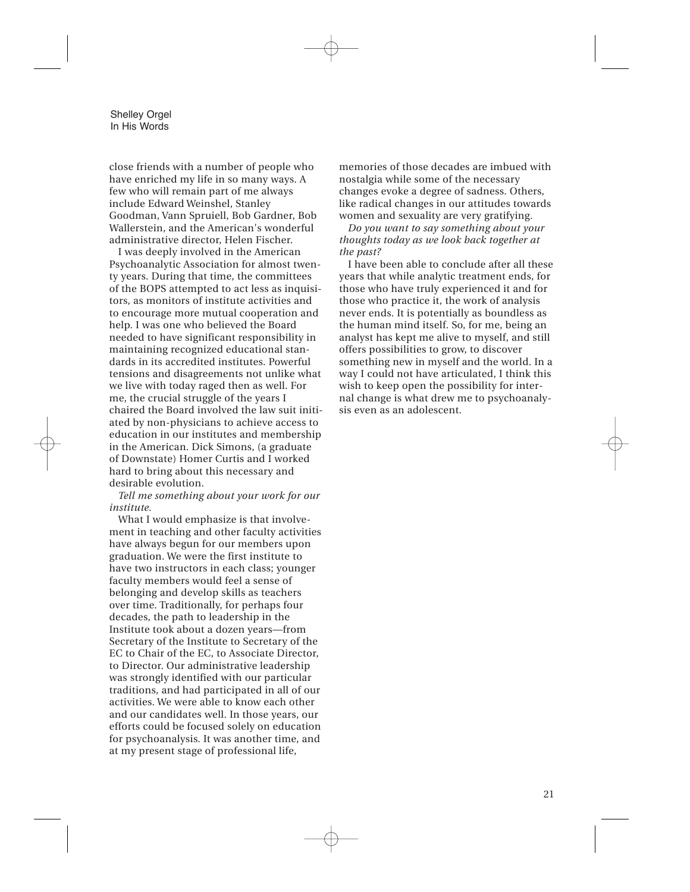close friends with a number of people who have enriched my life in so many ways. A few who will remain part of me always include Edward Weinshel, Stanley Goodman, Vann Spruiell, Bob Gardner, Bob Wallerstein, and the American's wonderful administrative director, Helen Fischer.

I was deeply involved in the American Psychoanalytic Association for almost twenty years. During that time, the committees of the BOPS attempted to act less as inquisitors, as monitors of institute activities and to encourage more mutual cooperation and help. I was one who believed the Board needed to have significant responsibility in maintaining recognized educational standards in its accredited institutes. Powerful tensions and disagreements not unlike what we live with today raged then as well. For me, the crucial struggle of the years I chaired the Board involved the law suit initiated by non-physicians to achieve access to education in our institutes and membership in the American. Dick Simons, (a graduate of Downstate) Homer Curtis and I worked hard to bring about this necessary and desirable evolution.

*Tell me something about your work for our institute.*

What I would emphasize is that involvement in teaching and other faculty activities have always begun for our members upon graduation. We were the first institute to have two instructors in each class; younger faculty members would feel a sense of belonging and develop skills as teachers over time. Traditionally, for perhaps four decades, the path to leadership in the Institute took about a dozen years—from Secretary of the Institute to Secretary of the EC to Chair of the EC, to Associate Director, to Director. Our administrative leadership was strongly identified with our particular traditions, and had participated in all of our activities. We were able to know each other and our candidates well. In those years, our efforts could be focused solely on education for psychoanalysis. It was another time, and at my present stage of professional life, memories of those decades are imbued with nostalgia while some of the necessary changes evoke a degree of sadness. Others, like radical changes in our attitudes towards women and sexuality are very gratifying.

*Do you want to say something about your thoughts today as we look back together at the past?*

I have been able to conclude after all these years that while analytic treatment ends, for those who have truly experienced it and for those who practice it, the work of analysis never ends. It is potentially as boundless as the human mind itself. So, for me, being an analyst has kept me alive to myself, and still offers possibilities to grow, to discover something new in myself and the world. In a way I could not have articulated, I think this wish to keep open the possibility for internal change is what drew me to psychoanalysis even as an adolescent.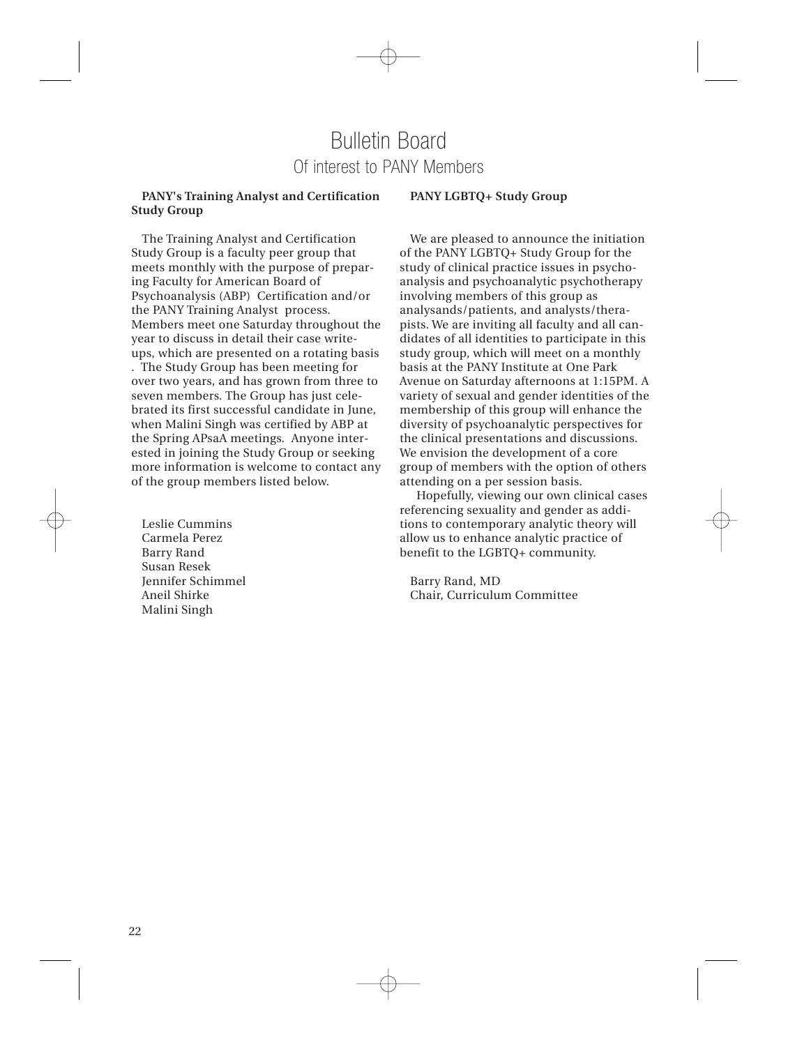# Bulletin Board

## Of interest to PANY Members

**PANY's Training Analyst and Certification Study Group**

The Training Analyst and Certification Study Group is a faculty peer group that meets monthly with the purpose of preparing Faculty for American Board of Psychoanalysis (ABP) Certification and/or the PANY Training Analyst process. Members meet one Saturday throughout the year to discuss in detail their case write-ups, which are presented on a rotating basis . The Study Group has been meeting for over two years, and has grown from three to seven members. The Group has just celebrated its first successful candidate in June, when Malini Singh was certified by ABP at the Spring APsaA meetings. Anyone interested in joining the Study Group or seeking more information is welcome to contact any of the group members listed below.

Leslie Cummins  
Carmela Perez  
Barry Rand  
Susan Resek  
Jennifer Schimmel  
Aneil Shirke  
Malini Singh

**PANY LGBTQ+ Study Group**

We are pleased to announce the initiation of the PANY LGBTQ+ Study Group for the study of clinical practice issues in psychoanalysis and psychoanalytic psychotherapy involving members of this group as analysands/patients, and analysts/therapists. We are inviting all faculty and all candidates of all identities to participate in this study group, which will meet on a monthly basis at the PANY Institute at One Park Avenue on Saturday afternoons at 1:15PM. A variety of sexual and gender identities of the membership of this group will enhance the diversity of psychoanalytic perspectives for the clinical presentations and discussions. We envision the development of a core group of members with the option of others attending on a per session basis.

Hopefully, viewing our own clinical cases referencing sexuality and gender as additions to contemporary analytic theory will allow us to enhance analytic practice of benefit to the LGBTQ+ community.

Barry Rand, MD  
Chair, Curriculum Committee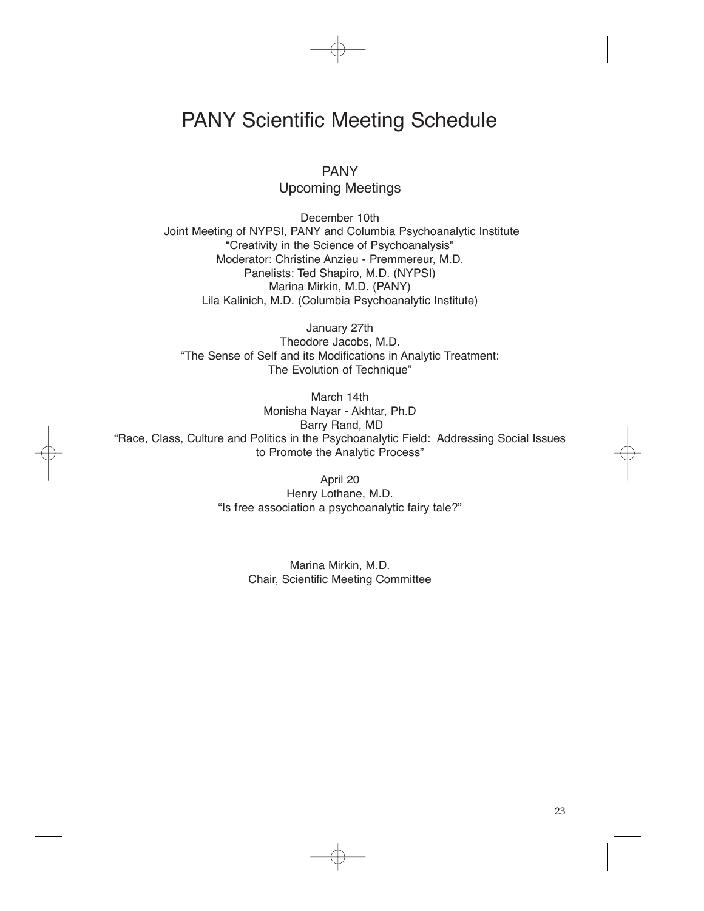# PANY Scientific Meeting Schedule

## PANY
## Upcoming Meetings

December 10th
Joint Meeting of NYPSI, PANY and Columbia Psychoanalytic Institute
"Creativity in the Science of Psychoanalysis"
Moderator: Christine Anzieu - Premmereur, M.D.
Panelists: Ted Shapiro, M.D. (NYPSI)
Marina Mirkin, M.D. (PANY)
Lila Kalinich, M.D. (Columbia Psychoanalytic Institute)

January 27th
Theodore Jacobs, M.D.
"The Sense of Self and its Modifications in Analytic Treatment: The Evolution of Technique"

March 14th
Monisha Nayar - Akhtar, Ph.D
Barry Rand, MD
"Race, Class, Culture and Politics in the Psychoanalytic Field: Addressing Social Issues to Promote the Analytic Process"

April 20
Henry Lothane, M.D.
"Is free association a psychoanalytic fairy tale?"

Marina Mirkin, M.D.
Chair, Scientific Meeting Committee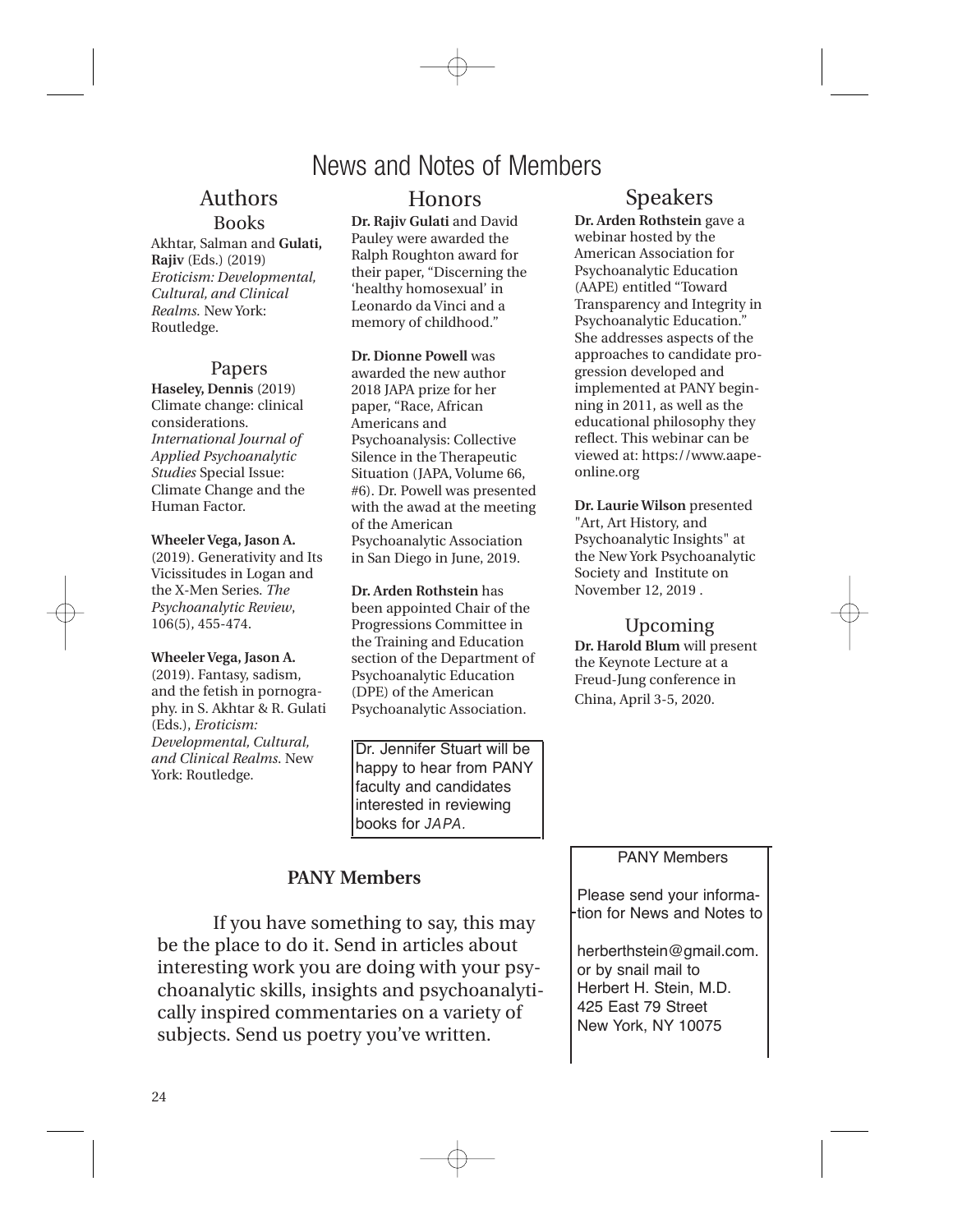# News and Notes of Members

## Authors

### Books

Akhtar, Salman and **Gulati, Rajiv** (Eds.) (2019) *Eroticism: Developmental, Cultural, and Clinical Realms.* New York: Routledge.

### Papers

**Haseley, Dennis** (2019) Climate change: clinical considerations. *International Journal of Applied Psychoanalytic Studies* Special Issue: Climate Change and the Human Factor.

**Wheeler Vega, Jason A.** (2019). Generativity and Its Vicissitudes in Logan and the X-Men Series. *The Psychoanalytic Review*, 106(5), 455-474.

**Wheeler Vega, Jason A.** (2019). Fantasy, sadism, and the fetish in pornography. in S. Akhtar & R. Gulati (Eds.), *Eroticism: Developmental, Cultural, and Clinical Realms*. New York: Routledge.

## Honors

**Dr. Rajiv Gulati** and David Pauley were awarded the Ralph Roughton award for their paper, "Discerning the 'healthy homosexual' in Leonardo da Vinci and a memory of childhood."

**Dr. Dionne Powell** was awarded the new author 2018 JAPA prize for her paper, "Race, African Americans and Psychoanalysis: Collective Silence in the Therapeutic Situation (JAPA, Volume 66, #6). Dr. Powell was presented with the awad at the meeting of the American Psychoanalytic Association in San Diego in June, 2019.

**Dr. Arden Rothstein** has been appointed Chair of the Progressions Committee in the Training and Education section of the Department of Psychoanalytic Education (DPE) of the American Psychoanalytic Association.

Dr. Jennifer Stuart will be happy to hear from PANY faculty and candidates interested in reviewing books for *JAPA*.

## Speakers

**Dr. Arden Rothstein** gave a webinar hosted by the American Association for Psychoanalytic Education (AAPE) entitled "Toward Transparency and Integrity in Psychoanalytic Education." She addresses aspects of the approaches to candidate progression developed and implemented at PANY beginning in 2011, as well as the educational philosophy they reflect. This webinar can be viewed at: https://www.aape-online.org

**Dr. Laurie Wilson** presented "Art, Art History, and Psychoanalytic Insights" at the New York Psychoanalytic Society and Institute on November 12, 2019 .

### Upcoming

**Dr. Harold Blum** will present the Keynote Lecture at a Freud-Jung conference in China, April 3-5, 2020.

## PANY Members

If you have something to say, this may be the place to do it. Send in articles about interesting work you are doing with your psychoanalytic skills, insights and psychoanalytically inspired commentaries on a variety of subjects. Send us poetry you've written.

PANY Members

Please send your information for News and Notes to

herberthstein@gmail.com. or by snail mail to
Herbert H. Stein, M.D.
425 East 79 Street
New York, NY 10075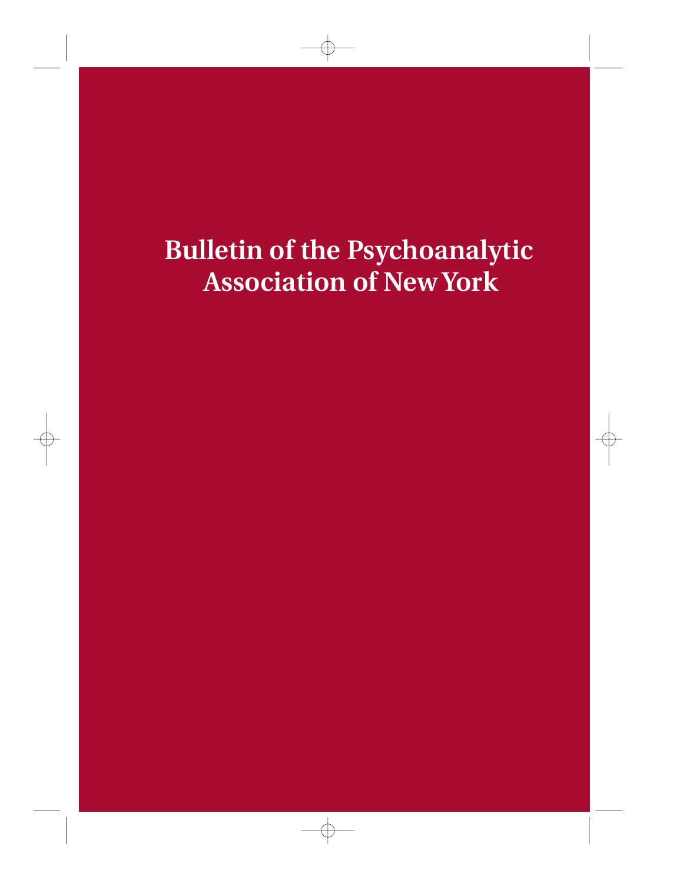# Bulletin of the Psychoanalytic Association of New York